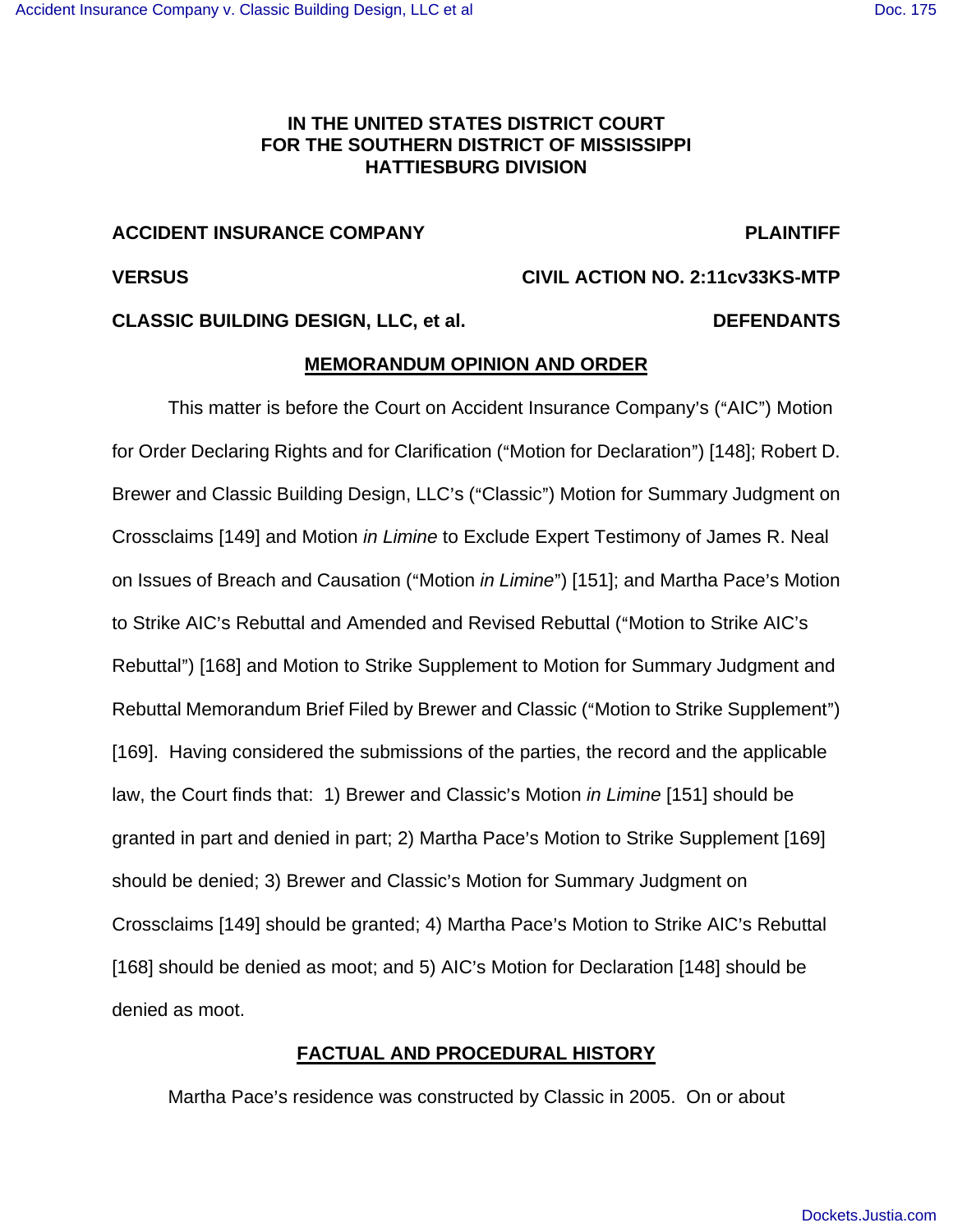**IN THE UNITED STATES DISTRICT COURT**
**FOR THE SOUTHERN DISTRICT OF MISSISSIPPI**
**HATTIESBURG DIVISION**

| | |
|---|---|
| **ACCIDENT INSURANCE COMPANY** | **PLAINTIFF** |
| **VERSUS** | **CIVIL ACTION NO. 2:11cv33KS-MTP** |
| **CLASSIC BUILDING DESIGN, LLC, et al.** | **DEFENDANTS** |

## MEMORANDUM OPINION AND ORDER

This matter is before the Court on Accident Insurance Company's ("AIC") Motion for Order Declaring Rights and for Clarification ("Motion for Declaration") [148]; Robert D. Brewer and Classic Building Design, LLC's ("Classic") Motion for Summary Judgment on Crossclaims [149] and Motion *in Limine* to Exclude Expert Testimony of James R. Neal on Issues of Breach and Causation ("Motion *in Limine*") [151]; and Martha Pace's Motion to Strike AIC's Rebuttal and Amended and Revised Rebuttal ("Motion to Strike AIC's Rebuttal") [168] and Motion to Strike Supplement to Motion for Summary Judgment and Rebuttal Memorandum Brief Filed by Brewer and Classic ("Motion to Strike Supplement") [169]. Having considered the submissions of the parties, the record and the applicable law, the Court finds that: 1) Brewer and Classic's Motion *in Limine* [151] should be granted in part and denied in part; 2) Martha Pace's Motion to Strike Supplement [169] should be denied; 3) Brewer and Classic's Motion for Summary Judgment on Crossclaims [149] should be granted; 4) Martha Pace's Motion to Strike AIC's Rebuttal [168] should be denied as moot; and 5) AIC's Motion for Declaration [148] should be denied as moot.

## FACTUAL AND PROCEDURAL HISTORY

Martha Pace's residence was constructed by Classic in 2005. On or about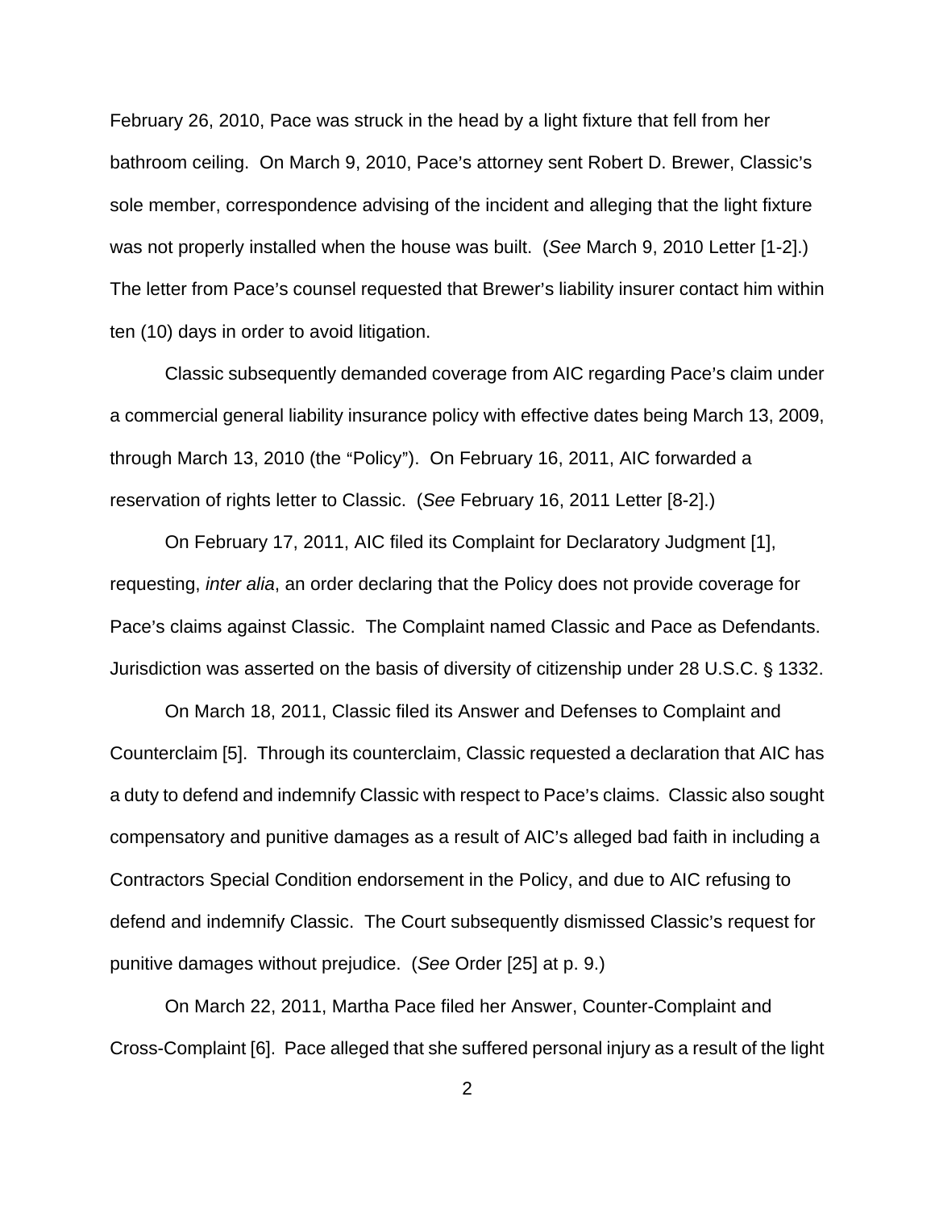February 26, 2010, Pace was struck in the head by a light fixture that fell from her bathroom ceiling. On March 9, 2010, Pace's attorney sent Robert D. Brewer, Classic's sole member, correspondence advising of the incident and alleging that the light fixture was not properly installed when the house was built. (*See* March 9, 2010 Letter [1-2].) The letter from Pace's counsel requested that Brewer's liability insurer contact him within ten (10) days in order to avoid litigation.

Classic subsequently demanded coverage from AIC regarding Pace's claim under a commercial general liability insurance policy with effective dates being March 13, 2009, through March 13, 2010 (the "Policy"). On February 16, 2011, AIC forwarded a reservation of rights letter to Classic. (*See* February 16, 2011 Letter [8-2].)

On February 17, 2011, AIC filed its Complaint for Declaratory Judgment [1], requesting, *inter alia*, an order declaring that the Policy does not provide coverage for Pace's claims against Classic. The Complaint named Classic and Pace as Defendants. Jurisdiction was asserted on the basis of diversity of citizenship under 28 U.S.C. § 1332.

On March 18, 2011, Classic filed its Answer and Defenses to Complaint and Counterclaim [5]. Through its counterclaim, Classic requested a declaration that AIC has a duty to defend and indemnify Classic with respect to Pace's claims. Classic also sought compensatory and punitive damages as a result of AIC's alleged bad faith in including a Contractors Special Condition endorsement in the Policy, and due to AIC refusing to defend and indemnify Classic. The Court subsequently dismissed Classic's request for punitive damages without prejudice. (*See* Order [25] at p. 9.)

On March 22, 2011, Martha Pace filed her Answer, Counter-Complaint and Cross-Complaint [6]. Pace alleged that she suffered personal injury as a result of the light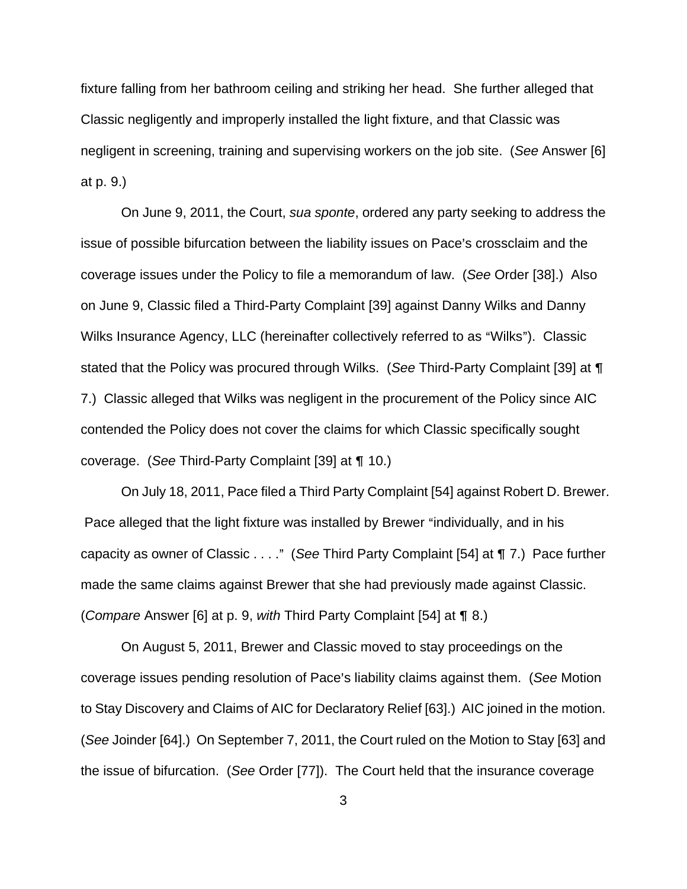fixture falling from her bathroom ceiling and striking her head. She further alleged that Classic negligently and improperly installed the light fixture, and that Classic was negligent in screening, training and supervising workers on the job site. (*See* Answer [6] at p. 9.)

On June 9, 2011, the Court, *sua sponte*, ordered any party seeking to address the issue of possible bifurcation between the liability issues on Pace's crossclaim and the coverage issues under the Policy to file a memorandum of law. (*See* Order [38].) Also on June 9, Classic filed a Third-Party Complaint [39] against Danny Wilks and Danny Wilks Insurance Agency, LLC (hereinafter collectively referred to as "Wilks"). Classic stated that the Policy was procured through Wilks. (*See* Third-Party Complaint [39] at ¶ 7.) Classic alleged that Wilks was negligent in the procurement of the Policy since AIC contended the Policy does not cover the claims for which Classic specifically sought coverage. (*See* Third-Party Complaint [39] at ¶ 10.)

On July 18, 2011, Pace filed a Third Party Complaint [54] against Robert D. Brewer. Pace alleged that the light fixture was installed by Brewer "individually, and in his capacity as owner of Classic . . . ." (*See* Third Party Complaint [54] at ¶ 7.) Pace further made the same claims against Brewer that she had previously made against Classic. (*Compare* Answer [6] at p. 9, *with* Third Party Complaint [54] at ¶ 8.)

On August 5, 2011, Brewer and Classic moved to stay proceedings on the coverage issues pending resolution of Pace's liability claims against them. (*See* Motion to Stay Discovery and Claims of AIC for Declaratory Relief [63].) AIC joined in the motion. (*See* Joinder [64].) On September 7, 2011, the Court ruled on the Motion to Stay [63] and the issue of bifurcation. (*See* Order [77]). The Court held that the insurance coverage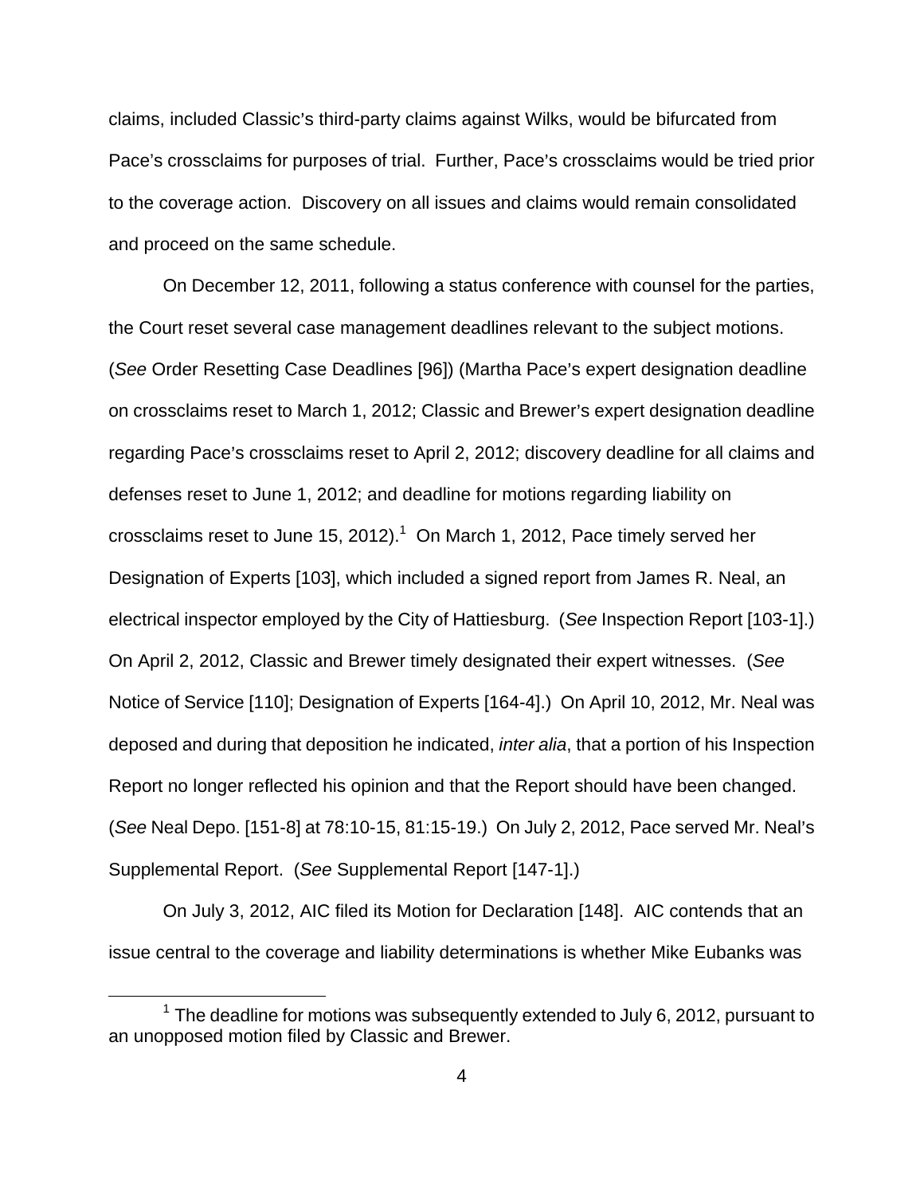claims, included Classic's third-party claims against Wilks, would be bifurcated from Pace's crossclaims for purposes of trial. Further, Pace's crossclaims would be tried prior to the coverage action. Discovery on all issues and claims would remain consolidated and proceed on the same schedule.

On December 12, 2011, following a status conference with counsel for the parties, the Court reset several case management deadlines relevant to the subject motions. (*See* Order Resetting Case Deadlines [96]) (Martha Pace's expert designation deadline on crossclaims reset to March 1, 2012; Classic and Brewer's expert designation deadline regarding Pace's crossclaims reset to April 2, 2012; discovery deadline for all claims and defenses reset to June 1, 2012; and deadline for motions regarding liability on crossclaims reset to June 15, 2012).[1] On March 1, 2012, Pace timely served her Designation of Experts [103], which included a signed report from James R. Neal, an electrical inspector employed by the City of Hattiesburg. (*See* Inspection Report [103-1].) On April 2, 2012, Classic and Brewer timely designated their expert witnesses. (*See* Notice of Service [110]; Designation of Experts [164-4].) On April 10, 2012, Mr. Neal was deposed and during that deposition he indicated, *inter alia*, that a portion of his Inspection Report no longer reflected his opinion and that the Report should have been changed. (*See* Neal Depo. [151-8] at 78:10-15, 81:15-19.) On July 2, 2012, Pace served Mr. Neal's Supplemental Report. (*See* Supplemental Report [147-1].)

On July 3, 2012, AIC filed its Motion for Declaration [148]. AIC contends that an issue central to the coverage and liability determinations is whether Mike Eubanks was

[1] The deadline for motions was subsequently extended to July 6, 2012, pursuant to an unopposed motion filed by Classic and Brewer.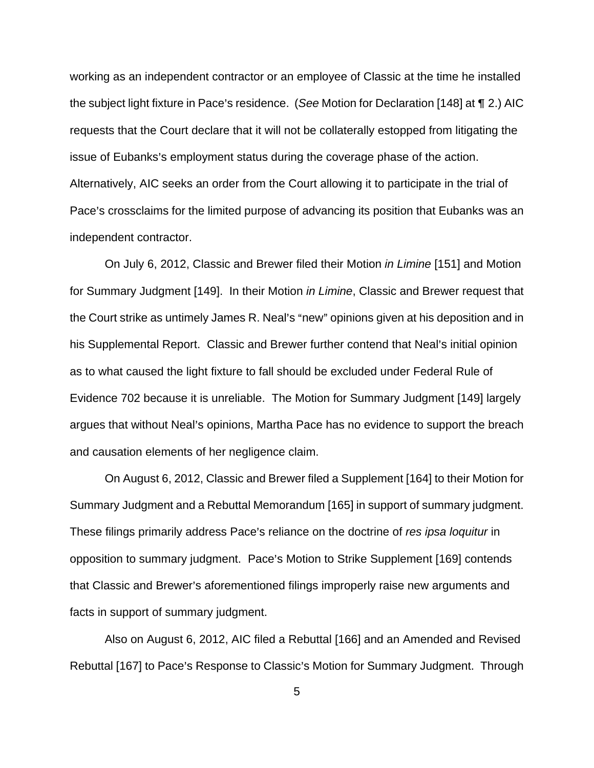working as an independent contractor or an employee of Classic at the time he installed the subject light fixture in Pace's residence. (*See* Motion for Declaration [148] at ¶ 2.) AIC requests that the Court declare that it will not be collaterally estopped from litigating the issue of Eubanks's employment status during the coverage phase of the action. Alternatively, AIC seeks an order from the Court allowing it to participate in the trial of Pace's crossclaims for the limited purpose of advancing its position that Eubanks was an independent contractor.

On July 6, 2012, Classic and Brewer filed their Motion *in Limine* [151] and Motion for Summary Judgment [149]. In their Motion *in Limine*, Classic and Brewer request that the Court strike as untimely James R. Neal's "new" opinions given at his deposition and in his Supplemental Report. Classic and Brewer further contend that Neal's initial opinion as to what caused the light fixture to fall should be excluded under Federal Rule of Evidence 702 because it is unreliable. The Motion for Summary Judgment [149] largely argues that without Neal's opinions, Martha Pace has no evidence to support the breach and causation elements of her negligence claim.

On August 6, 2012, Classic and Brewer filed a Supplement [164] to their Motion for Summary Judgment and a Rebuttal Memorandum [165] in support of summary judgment. These filings primarily address Pace's reliance on the doctrine of *res ipsa loquitur* in opposition to summary judgment. Pace's Motion to Strike Supplement [169] contends that Classic and Brewer's aforementioned filings improperly raise new arguments and facts in support of summary judgment.

Also on August 6, 2012, AIC filed a Rebuttal [166] and an Amended and Revised Rebuttal [167] to Pace's Response to Classic's Motion for Summary Judgment. Through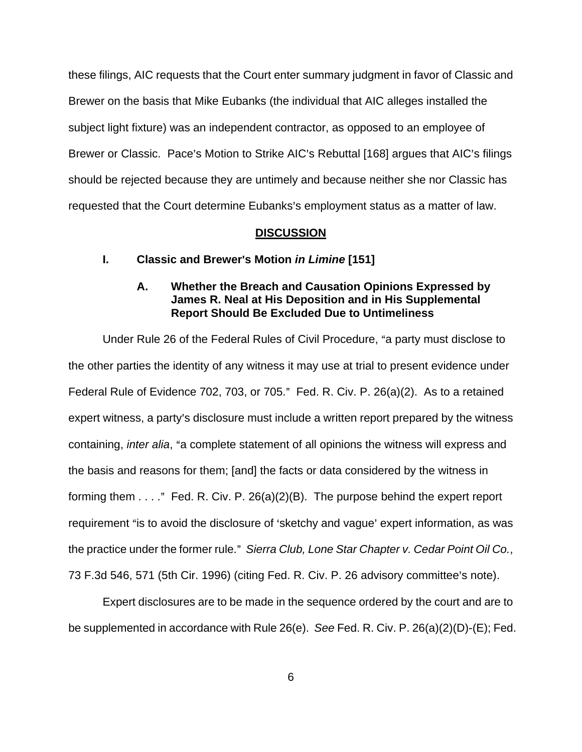these filings, AIC requests that the Court enter summary judgment in favor of Classic and Brewer on the basis that Mike Eubanks (the individual that AIC alleges installed the subject light fixture) was an independent contractor, as opposed to an employee of Brewer or Classic. Pace's Motion to Strike AIC's Rebuttal [168] argues that AIC's filings should be rejected because they are untimely and because neither she nor Classic has requested that the Court determine Eubanks's employment status as a matter of law.

## DISCUSSION

### I. Classic and Brewer's Motion *in Limine* [151]

#### A. Whether the Breach and Causation Opinions Expressed by James R. Neal at His Deposition and in His Supplemental Report Should Be Excluded Due to Untimeliness

Under Rule 26 of the Federal Rules of Civil Procedure, "a party must disclose to the other parties the identity of any witness it may use at trial to present evidence under Federal Rule of Evidence 702, 703, or 705." Fed. R. Civ. P. 26(a)(2). As to a retained expert witness, a party's disclosure must include a written report prepared by the witness containing, *inter alia*, "a complete statement of all opinions the witness will express and the basis and reasons for them; [and] the facts or data considered by the witness in forming them . . . ." Fed. R. Civ. P. 26(a)(2)(B). The purpose behind the expert report requirement "is to avoid the disclosure of 'sketchy and vague' expert information, as was the practice under the former rule." *Sierra Club, Lone Star Chapter v. Cedar Point Oil Co.*, 73 F.3d 546, 571 (5th Cir. 1996) (citing Fed. R. Civ. P. 26 advisory committee's note).

Expert disclosures are to be made in the sequence ordered by the court and are to be supplemented in accordance with Rule 26(e). *See* Fed. R. Civ. P. 26(a)(2)(D)-(E); Fed.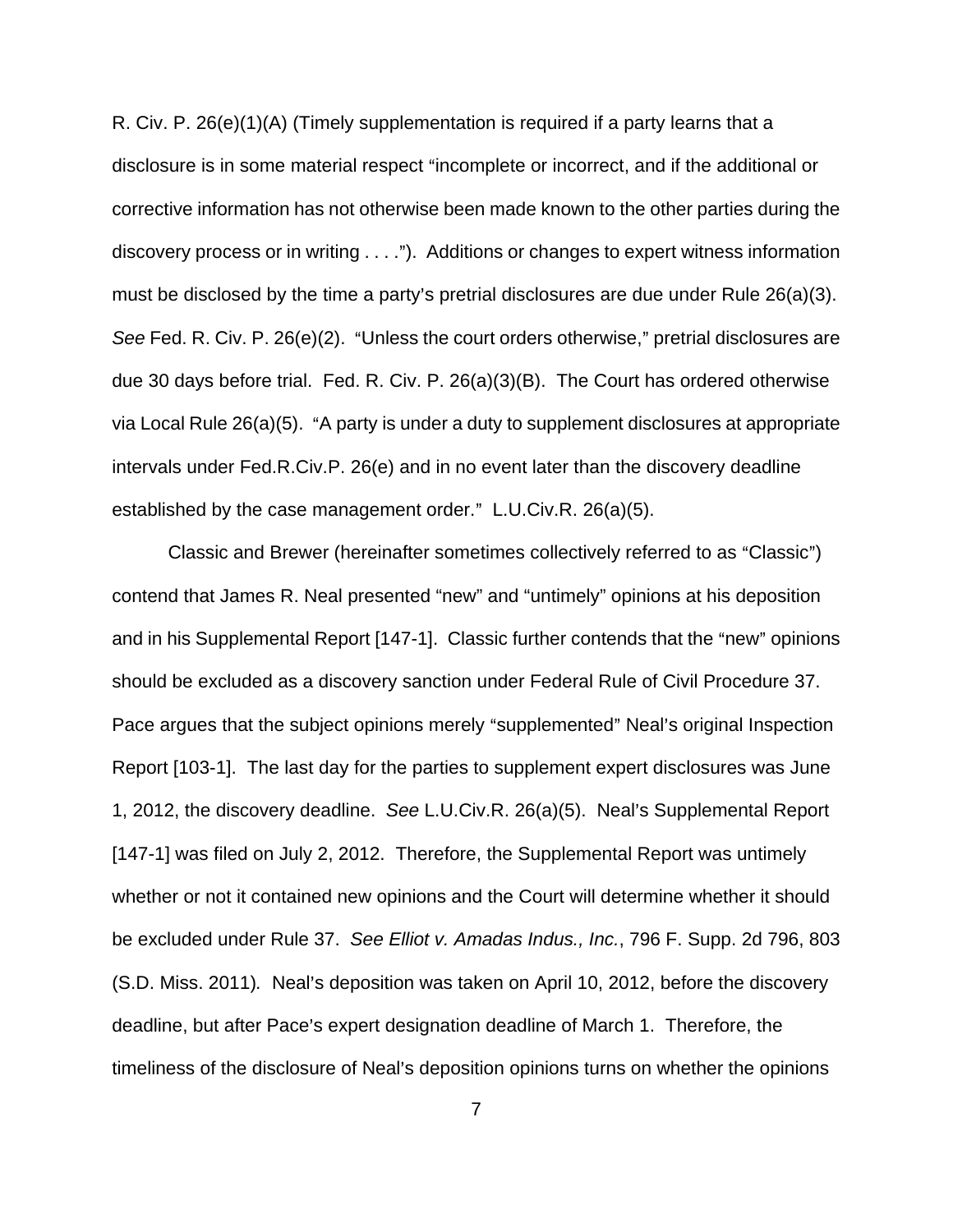R. Civ. P. 26(e)(1)(A) (Timely supplementation is required if a party learns that a disclosure is in some material respect "incomplete or incorrect, and if the additional or corrective information has not otherwise been made known to the other parties during the discovery process or in writing . . . ."). Additions or changes to expert witness information must be disclosed by the time a party's pretrial disclosures are due under Rule 26(a)(3). *See* Fed. R. Civ. P. 26(e)(2). "Unless the court orders otherwise," pretrial disclosures are due 30 days before trial. Fed. R. Civ. P. 26(a)(3)(B). The Court has ordered otherwise via Local Rule 26(a)(5). "A party is under a duty to supplement disclosures at appropriate intervals under Fed.R.Civ.P. 26(e) and in no event later than the discovery deadline established by the case management order." L.U.Civ.R. 26(a)(5).

Classic and Brewer (hereinafter sometimes collectively referred to as "Classic") contend that James R. Neal presented "new" and "untimely" opinions at his deposition and in his Supplemental Report [147-1]. Classic further contends that the "new" opinions should be excluded as a discovery sanction under Federal Rule of Civil Procedure 37. Pace argues that the subject opinions merely "supplemented" Neal's original Inspection Report [103-1]. The last day for the parties to supplement expert disclosures was June 1, 2012, the discovery deadline. *See* L.U.Civ.R. 26(a)(5). Neal's Supplemental Report [147-1] was filed on July 2, 2012. Therefore, the Supplemental Report was untimely whether or not it contained new opinions and the Court will determine whether it should be excluded under Rule 37. *See Elliot v. Amadas Indus., Inc.*, 796 F. Supp. 2d 796, 803 (S.D. Miss. 2011). Neal's deposition was taken on April 10, 2012, before the discovery deadline, but after Pace's expert designation deadline of March 1. Therefore, the timeliness of the disclosure of Neal's deposition opinions turns on whether the opinions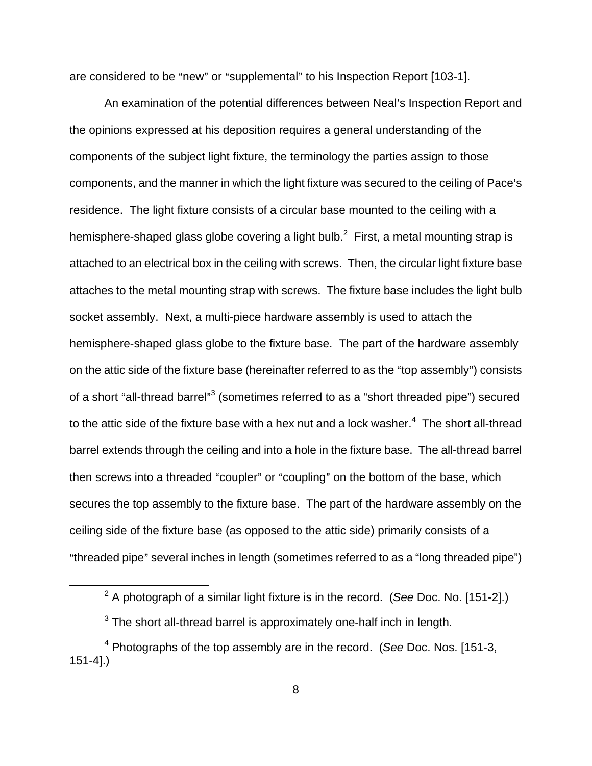are considered to be "new" or "supplemental" to his Inspection Report [103-1].

An examination of the potential differences between Neal's Inspection Report and the opinions expressed at his deposition requires a general understanding of the components of the subject light fixture, the terminology the parties assign to those components, and the manner in which the light fixture was secured to the ceiling of Pace's residence. The light fixture consists of a circular base mounted to the ceiling with a hemisphere-shaped glass globe covering a light bulb.[2] First, a metal mounting strap is attached to an electrical box in the ceiling with screws. Then, the circular light fixture base attaches to the metal mounting strap with screws. The fixture base includes the light bulb socket assembly. Next, a multi-piece hardware assembly is used to attach the hemisphere-shaped glass globe to the fixture base. The part of the hardware assembly on the attic side of the fixture base (hereinafter referred to as the "top assembly") consists of a short "all-thread barrel"[3] (sometimes referred to as a "short threaded pipe") secured to the attic side of the fixture base with a hex nut and a lock washer.[4] The short all-thread barrel extends through the ceiling and into a hole in the fixture base. The all-thread barrel then screws into a threaded "coupler" or "coupling" on the bottom of the base, which secures the top assembly to the fixture base. The part of the hardware assembly on the ceiling side of the fixture base (as opposed to the attic side) primarily consists of a "threaded pipe" several inches in length (sometimes referred to as a "long threaded pipe")

[2] A photograph of a similar light fixture is in the record. (*See* Doc. No. [151-2].)

[3] The short all-thread barrel is approximately one-half inch in length.

[4] Photographs of the top assembly are in the record. (*See* Doc. Nos. [151-3, 151-4].)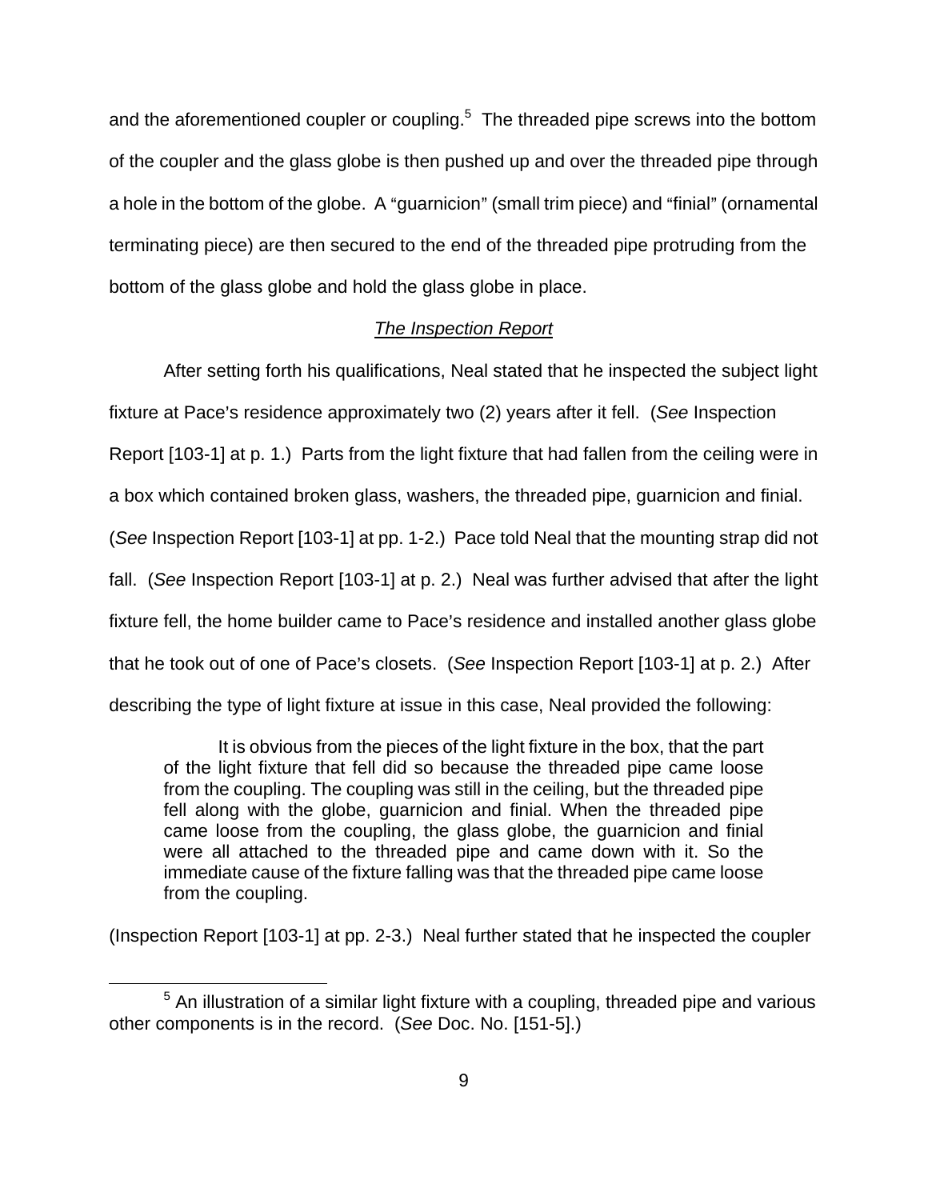and the aforementioned coupler or coupling.[5] The threaded pipe screws into the bottom of the coupler and the glass globe is then pushed up and over the threaded pipe through a hole in the bottom of the globe. A "guarnicion" (small trim piece) and "finial" (ornamental terminating piece) are then secured to the end of the threaded pipe protruding from the bottom of the glass globe and hold the glass globe in place.

## *The Inspection Report*

After setting forth his qualifications, Neal stated that he inspected the subject light fixture at Pace's residence approximately two (2) years after it fell. (*See* Inspection Report [103-1] at p. 1.) Parts from the light fixture that had fallen from the ceiling were in a box which contained broken glass, washers, the threaded pipe, guarnicion and finial. (*See* Inspection Report [103-1] at pp. 1-2.) Pace told Neal that the mounting strap did not fall. (*See* Inspection Report [103-1] at p. 2.) Neal was further advised that after the light fixture fell, the home builder came to Pace's residence and installed another glass globe that he took out of one of Pace's closets. (*See* Inspection Report [103-1] at p. 2.) After describing the type of light fixture at issue in this case, Neal provided the following:

> It is obvious from the pieces of the light fixture in the box, that the part of the light fixture that fell did so because the threaded pipe came loose from the coupling. The coupling was still in the ceiling, but the threaded pipe fell along with the globe, guarnicion and finial. When the threaded pipe came loose from the coupling, the glass globe, the guarnicion and finial were all attached to the threaded pipe and came down with it. So the immediate cause of the fixture falling was that the threaded pipe came loose from the coupling.

(Inspection Report [103-1] at pp. 2-3.) Neal further stated that he inspected the coupler

---

[5] An illustration of a similar light fixture with a coupling, threaded pipe and various other components is in the record. (*See* Doc. No. [151-5].)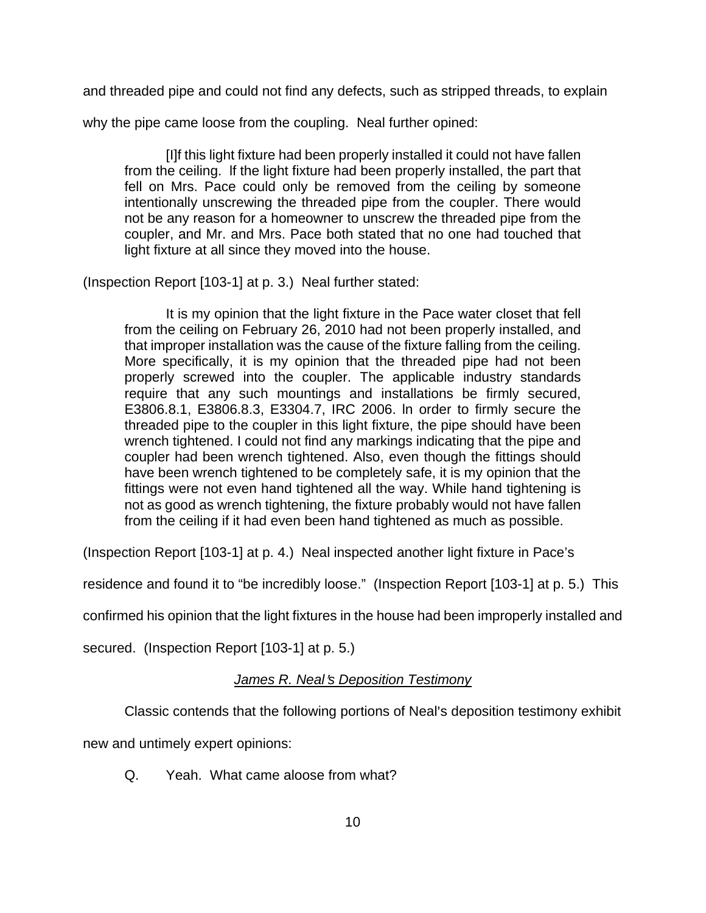and threaded pipe and could not find any defects, such as stripped threads, to explain why the pipe came loose from the coupling. Neal further opined:

> [I]f this light fixture had been properly installed it could not have fallen from the ceiling. If the light fixture had been properly installed, the part that fell on Mrs. Pace could only be removed from the ceiling by someone intentionally unscrewing the threaded pipe from the coupler. There would not be any reason for a homeowner to unscrew the threaded pipe from the coupler, and Mr. and Mrs. Pace both stated that no one had touched that light fixture at all since they moved into the house.

(Inspection Report [103-1] at p. 3.) Neal further stated:

> It is my opinion that the light fixture in the Pace water closet that fell from the ceiling on February 26, 2010 had not been properly installed, and that improper installation was the cause of the fixture falling from the ceiling. More specifically, it is my opinion that the threaded pipe had not been properly screwed into the coupler. The applicable industry standards require that any such mountings and installations be firmly secured, E3806.8.1, E3806.8.3, E3304.7, IRC 2006. In order to firmly secure the threaded pipe to the coupler in this light fixture, the pipe should have been wrench tightened. I could not find any markings indicating that the pipe and coupler had been wrench tightened. Also, even though the fittings should have been wrench tightened to be completely safe, it is my opinion that the fittings were not even hand tightened all the way. While hand tightening is not as good as wrench tightening, the fixture probably would not have fallen from the ceiling if it had even been hand tightened as much as possible.

(Inspection Report [103-1] at p. 4.) Neal inspected another light fixture in Pace's residence and found it to "be incredibly loose." (Inspection Report [103-1] at p. 5.) This confirmed his opinion that the light fixtures in the house had been improperly installed and secured. (Inspection Report [103-1] at p. 5.)

*James R. Neal's Deposition Testimony*

Classic contends that the following portions of Neal's deposition testimony exhibit new and untimely expert opinions:

Q. Yeah. What came aloose from what?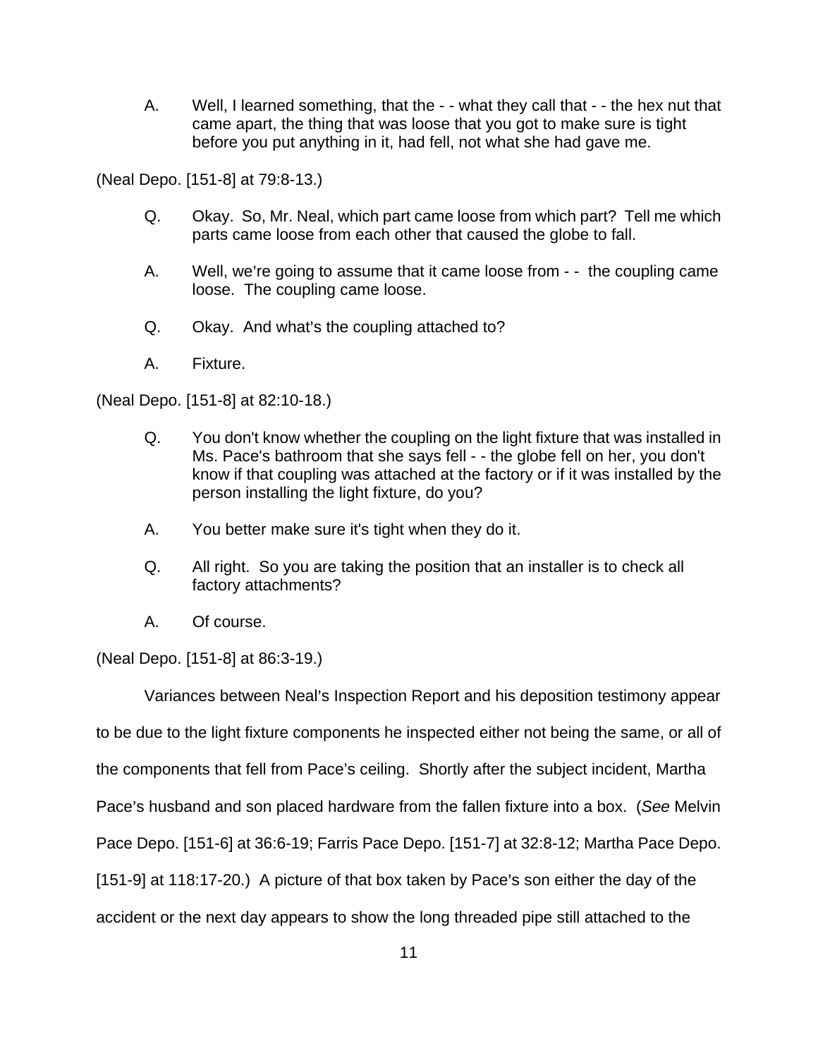A. Well, I learned something, that the - - what they call that - - the hex nut that came apart, the thing that was loose that you got to make sure is tight before you put anything in it, had fell, not what she had gave me.

(Neal Depo. [151-8] at 79:8-13.)

Q. Okay. So, Mr. Neal, which part came loose from which part? Tell me which parts came loose from each other that caused the globe to fall.

A. Well, we're going to assume that it came loose from - - the coupling came loose. The coupling came loose.

Q. Okay. And what's the coupling attached to?

A. Fixture.

(Neal Depo. [151-8] at 82:10-18.)

Q. You don't know whether the coupling on the light fixture that was installed in Ms. Pace's bathroom that she says fell - - the globe fell on her, you don't know if that coupling was attached at the factory or if it was installed by the person installing the light fixture, do you?

A. You better make sure it's tight when they do it.

Q. All right. So you are taking the position that an installer is to check all factory attachments?

A. Of course.

(Neal Depo. [151-8] at 86:3-19.)

Variances between Neal's Inspection Report and his deposition testimony appear to be due to the light fixture components he inspected either not being the same, or all of the components that fell from Pace's ceiling. Shortly after the subject incident, Martha Pace's husband and son placed hardware from the fallen fixture into a box. (*See* Melvin Pace Depo. [151-6] at 36:6-19; Farris Pace Depo. [151-7] at 32:8-12; Martha Pace Depo. [151-9] at 118:17-20.) A picture of that box taken by Pace's son either the day of the accident or the next day appears to show the long threaded pipe still attached to the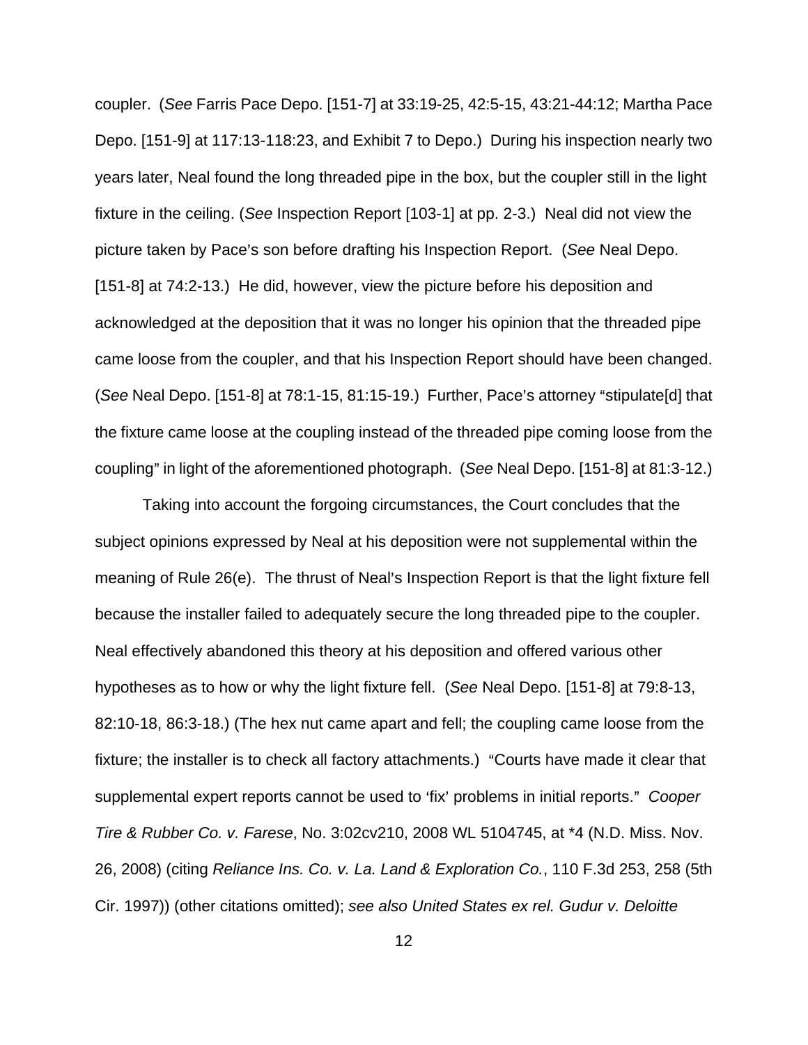coupler. (*See* Farris Pace Depo. [151-7] at 33:19-25, 42:5-15, 43:21-44:12; Martha Pace Depo. [151-9] at 117:13-118:23, and Exhibit 7 to Depo.) During his inspection nearly two years later, Neal found the long threaded pipe in the box, but the coupler still in the light fixture in the ceiling. (*See* Inspection Report [103-1] at pp. 2-3.) Neal did not view the picture taken by Pace's son before drafting his Inspection Report. (*See* Neal Depo. [151-8] at 74:2-13.) He did, however, view the picture before his deposition and acknowledged at the deposition that it was no longer his opinion that the threaded pipe came loose from the coupler, and that his Inspection Report should have been changed. (*See* Neal Depo. [151-8] at 78:1-15, 81:15-19.) Further, Pace's attorney "stipulate[d] that the fixture came loose at the coupling instead of the threaded pipe coming loose from the coupling" in light of the aforementioned photograph. (*See* Neal Depo. [151-8] at 81:3-12.)

Taking into account the forgoing circumstances, the Court concludes that the subject opinions expressed by Neal at his deposition were not supplemental within the meaning of Rule 26(e). The thrust of Neal's Inspection Report is that the light fixture fell because the installer failed to adequately secure the long threaded pipe to the coupler. Neal effectively abandoned this theory at his deposition and offered various other hypotheses as to how or why the light fixture fell. (*See* Neal Depo. [151-8] at 79:8-13, 82:10-18, 86:3-18.) (The hex nut came apart and fell; the coupling came loose from the fixture; the installer is to check all factory attachments.) "Courts have made it clear that supplemental expert reports cannot be used to 'fix' problems in initial reports." *Cooper Tire & Rubber Co. v. Farese*, No. 3:02cv210, 2008 WL 5104745, at *4 (N.D. Miss. Nov. 26, 2008) (citing *Reliance Ins. Co. v. La. Land & Exploration Co.*, 110 F.3d 253, 258 (5th Cir. 1997)) (other citations omitted); *see also United States ex rel. Gudur v. Deloitte*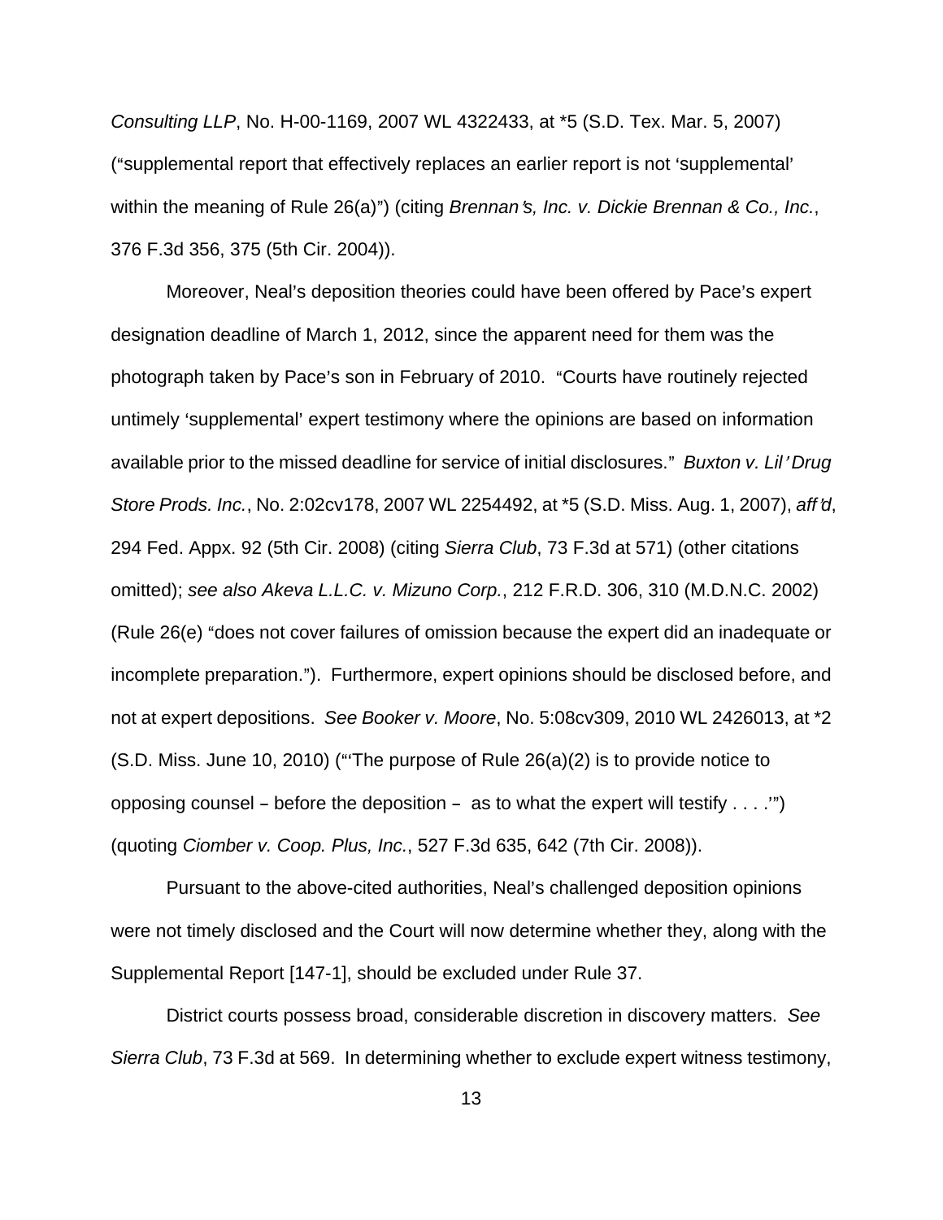*Consulting LLP*, No. H-00-1169, 2007 WL 4322433, at *5 (S.D. Tex. Mar. 5, 2007) ("supplemental report that effectively replaces an earlier report is not 'supplemental' within the meaning of Rule 26(a)") (citing *Brennan's, Inc. v. Dickie Brennan & Co., Inc.*, 376 F.3d 356, 375 (5th Cir. 2004)).

Moreover, Neal's deposition theories could have been offered by Pace's expert designation deadline of March 1, 2012, since the apparent need for them was the photograph taken by Pace's son in February of 2010. "Courts have routinely rejected untimely 'supplemental' expert testimony where the opinions are based on information available prior to the missed deadline for service of initial disclosures." *Buxton v. Lil' Drug Store Prods. Inc.*, No. 2:02cv178, 2007 WL 2254492, at *5 (S.D. Miss. Aug. 1, 2007), *aff'd*, 294 Fed. Appx. 92 (5th Cir. 2008) (citing *Sierra Club*, 73 F.3d at 571) (other citations omitted); *see also Akeva L.L.C. v. Mizuno Corp.*, 212 F.R.D. 306, 310 (M.D.N.C. 2002) (Rule 26(e) "does not cover failures of omission because the expert did an inadequate or incomplete preparation."). Furthermore, expert opinions should be disclosed before, and not at expert depositions. *See Booker v. Moore*, No. 5:08cv309, 2010 WL 2426013, at *2 (S.D. Miss. June 10, 2010) ("'The purpose of Rule 26(a)(2) is to provide notice to opposing counsel – before the deposition – as to what the expert will testify . . . .'") (quoting *Ciomber v. Coop. Plus, Inc.*, 527 F.3d 635, 642 (7th Cir. 2008)).

Pursuant to the above-cited authorities, Neal's challenged deposition opinions were not timely disclosed and the Court will now determine whether they, along with the Supplemental Report [147-1], should be excluded under Rule 37.

District courts possess broad, considerable discretion in discovery matters. *See Sierra Club*, 73 F.3d at 569. In determining whether to exclude expert witness testimony,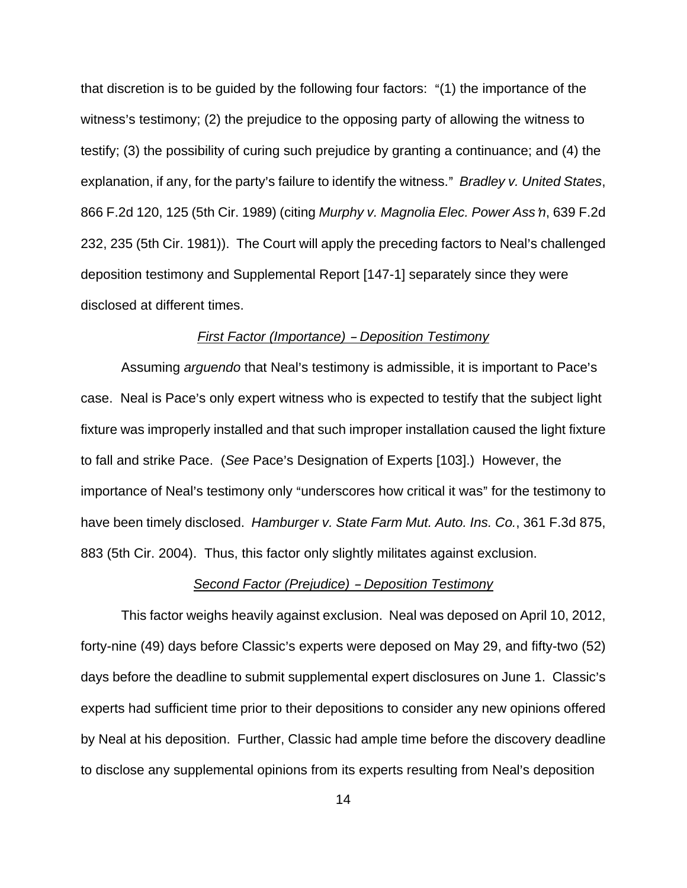that discretion is to be guided by the following four factors: "(1) the importance of the witness's testimony; (2) the prejudice to the opposing party of allowing the witness to testify; (3) the possibility of curing such prejudice by granting a continuance; and (4) the explanation, if any, for the party's failure to identify the witness." *Bradley v. United States*, 866 F.2d 120, 125 (5th Cir. 1989) (citing *Murphy v. Magnolia Elec. Power Ass'n*, 639 F.2d 232, 235 (5th Cir. 1981)). The Court will apply the preceding factors to Neal's challenged deposition testimony and Supplemental Report [147-1] separately since they were disclosed at different times.

<u>*First Factor (Importance) – Deposition Testimony*</u>

Assuming *arguendo* that Neal's testimony is admissible, it is important to Pace's case. Neal is Pace's only expert witness who is expected to testify that the subject light fixture was improperly installed and that such improper installation caused the light fixture to fall and strike Pace. (*See* Pace's Designation of Experts [103].) However, the importance of Neal's testimony only "underscores how critical it was" for the testimony to have been timely disclosed. *Hamburger v. State Farm Mut. Auto. Ins. Co.*, 361 F.3d 875, 883 (5th Cir. 2004). Thus, this factor only slightly militates against exclusion.

<u>*Second Factor (Prejudice) – Deposition Testimony*</u>

This factor weighs heavily against exclusion. Neal was deposed on April 10, 2012, forty-nine (49) days before Classic's experts were deposed on May 29, and fifty-two (52) days before the deadline to submit supplemental expert disclosures on June 1. Classic's experts had sufficient time prior to their depositions to consider any new opinions offered by Neal at his deposition. Further, Classic had ample time before the discovery deadline to disclose any supplemental opinions from its experts resulting from Neal's deposition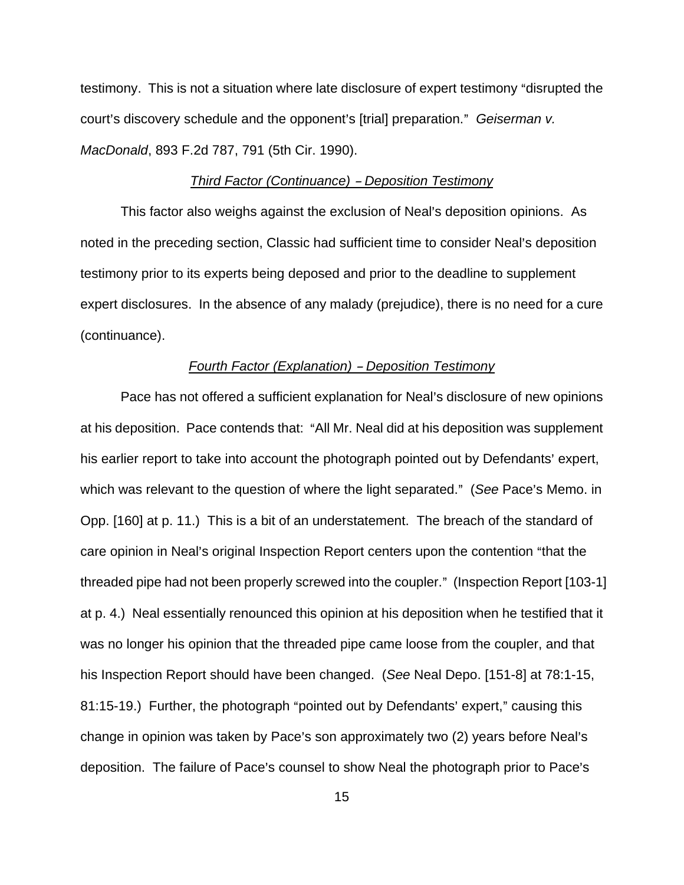testimony. This is not a situation where late disclosure of expert testimony "disrupted the court's discovery schedule and the opponent's [trial] preparation." *Geiserman v. MacDonald*, 893 F.2d 787, 791 (5th Cir. 1990).

*Third Factor (Continuance) – Deposition Testimony*

This factor also weighs against the exclusion of Neal's deposition opinions. As noted in the preceding section, Classic had sufficient time to consider Neal's deposition testimony prior to its experts being deposed and prior to the deadline to supplement expert disclosures. In the absence of any malady (prejudice), there is no need for a cure (continuance).

*Fourth Factor (Explanation) – Deposition Testimony*

Pace has not offered a sufficient explanation for Neal's disclosure of new opinions at his deposition. Pace contends that: "All Mr. Neal did at his deposition was supplement his earlier report to take into account the photograph pointed out by Defendants' expert, which was relevant to the question of where the light separated." (*See* Pace's Memo. in Opp. [160] at p. 11.) This is a bit of an understatement. The breach of the standard of care opinion in Neal's original Inspection Report centers upon the contention "that the threaded pipe had not been properly screwed into the coupler." (Inspection Report [103-1] at p. 4.) Neal essentially renounced this opinion at his deposition when he testified that it was no longer his opinion that the threaded pipe came loose from the coupler, and that his Inspection Report should have been changed. (*See* Neal Depo. [151-8] at 78:1-15, 81:15-19.) Further, the photograph "pointed out by Defendants' expert," causing this change in opinion was taken by Pace's son approximately two (2) years before Neal's deposition. The failure of Pace's counsel to show Neal the photograph prior to Pace's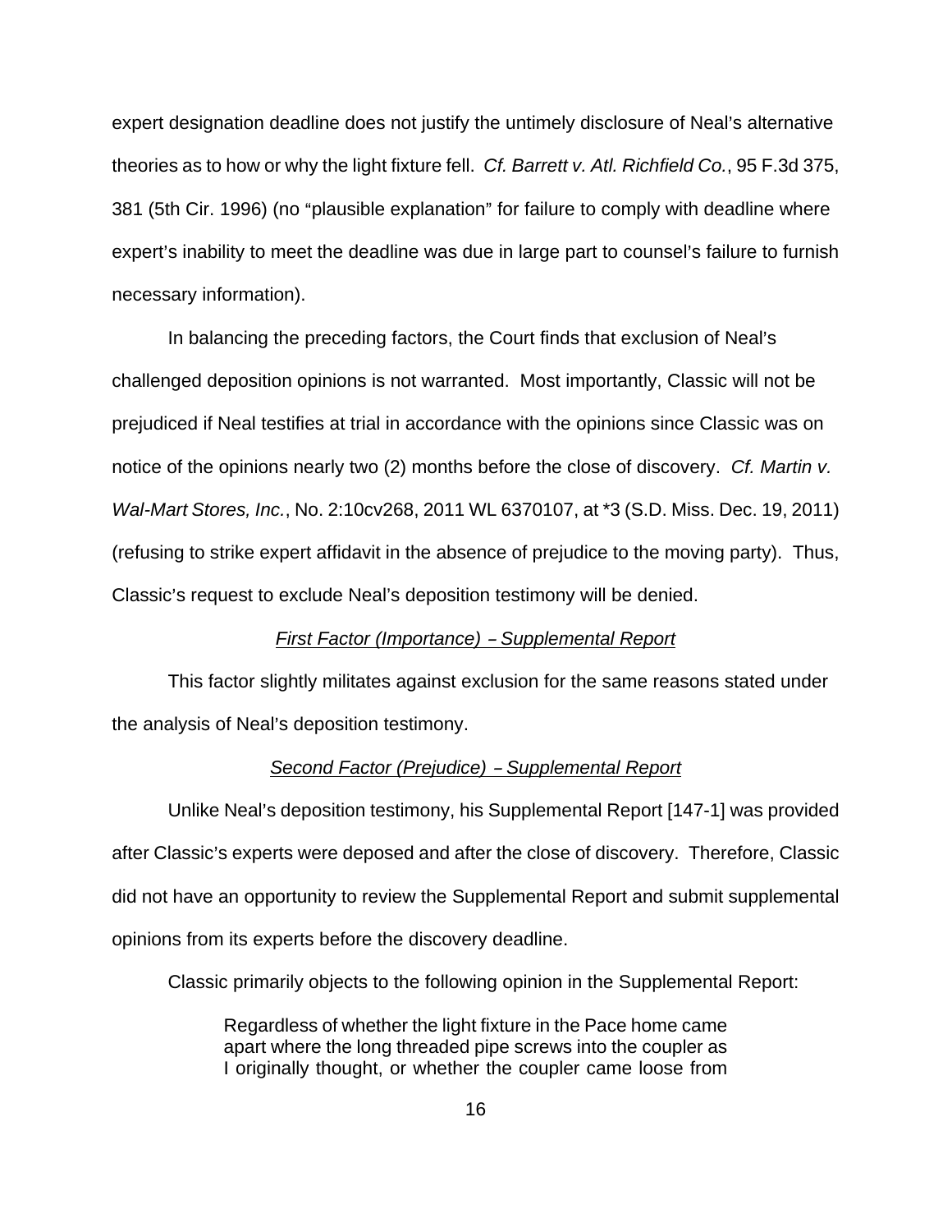expert designation deadline does not justify the untimely disclosure of Neal's alternative theories as to how or why the light fixture fell. *Cf. Barrett v. Atl. Richfield Co.*, 95 F.3d 375, 381 (5th Cir. 1996) (no "plausible explanation" for failure to comply with deadline where expert's inability to meet the deadline was due in large part to counsel's failure to furnish necessary information).

In balancing the preceding factors, the Court finds that exclusion of Neal's challenged deposition opinions is not warranted. Most importantly, Classic will not be prejudiced if Neal testifies at trial in accordance with the opinions since Classic was on notice of the opinions nearly two (2) months before the close of discovery. *Cf. Martin v. Wal-Mart Stores, Inc.*, No. 2:10cv268, 2011 WL 6370107, at *3 (S.D. Miss. Dec. 19, 2011) (refusing to strike expert affidavit in the absence of prejudice to the moving party). Thus, Classic's request to exclude Neal's deposition testimony will be denied.

*First Factor (Importance) – Supplemental Report*

This factor slightly militates against exclusion for the same reasons stated under the analysis of Neal's deposition testimony.

*Second Factor (Prejudice) – Supplemental Report*

Unlike Neal's deposition testimony, his Supplemental Report [147-1] was provided after Classic's experts were deposed and after the close of discovery. Therefore, Classic did not have an opportunity to review the Supplemental Report and submit supplemental opinions from its experts before the discovery deadline.

Classic primarily objects to the following opinion in the Supplemental Report:

> Regardless of whether the light fixture in the Pace home came apart where the long threaded pipe screws into the coupler as I originally thought, or whether the coupler came loose from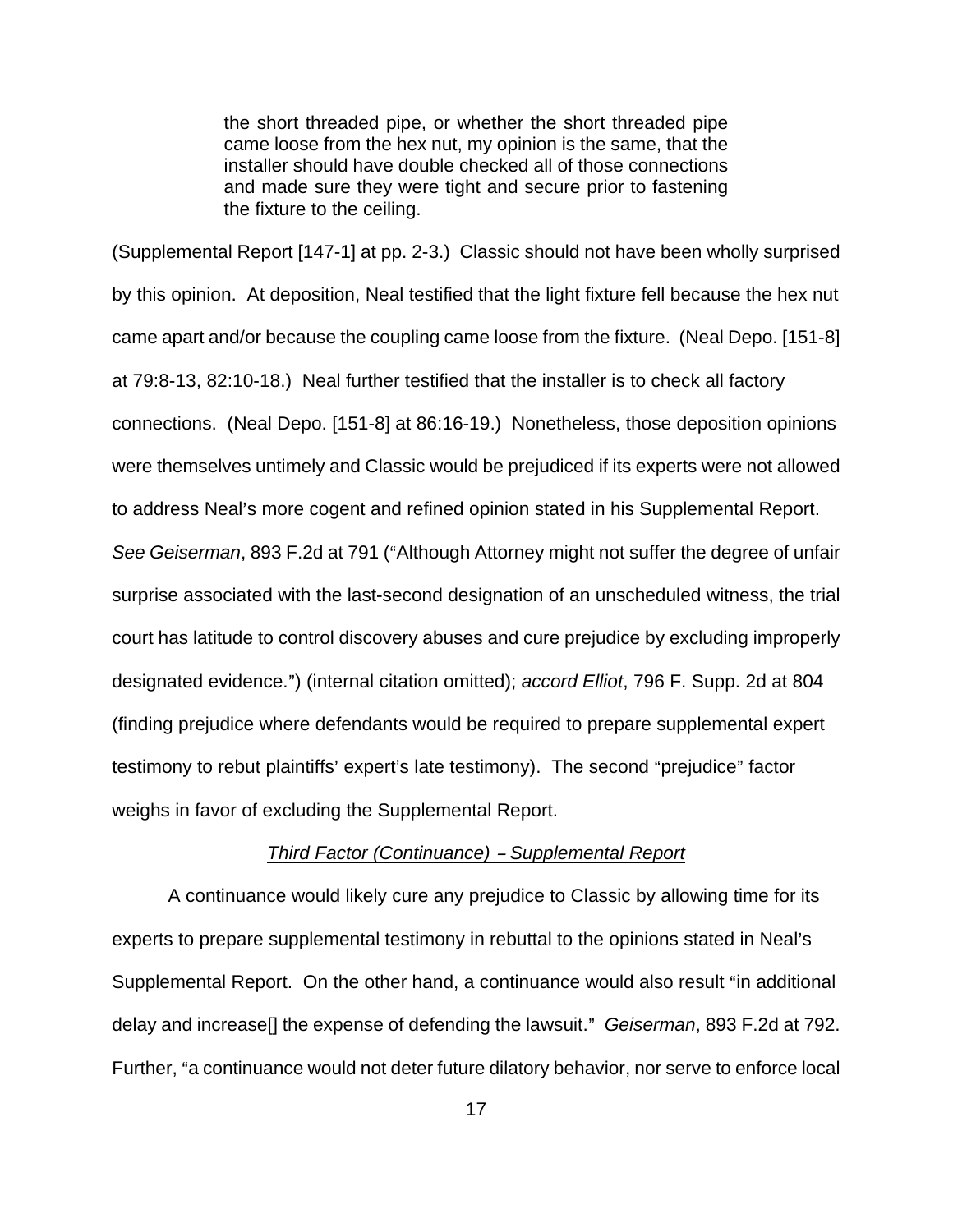> the short threaded pipe, or whether the short threaded pipe came loose from the hex nut, my opinion is the same, that the installer should have double checked all of those connections and made sure they were tight and secure prior to fastening the fixture to the ceiling.

(Supplemental Report [147-1] at pp. 2-3.) Classic should not have been wholly surprised by this opinion. At deposition, Neal testified that the light fixture fell because the hex nut came apart and/or because the coupling came loose from the fixture. (Neal Depo. [151-8] at 79:8-13, 82:10-18.) Neal further testified that the installer is to check all factory connections. (Neal Depo. [151-8] at 86:16-19.) Nonetheless, those deposition opinions were themselves untimely and Classic would be prejudiced if its experts were not allowed to address Neal's more cogent and refined opinion stated in his Supplemental Report. *See Geiserman*, 893 F.2d at 791 ("Although Attorney might not suffer the degree of unfair surprise associated with the last-second designation of an unscheduled witness, the trial court has latitude to control discovery abuses and cure prejudice by excluding improperly designated evidence.") (internal citation omitted); *accord Elliot*, 796 F. Supp. 2d at 804 (finding prejudice where defendants would be required to prepare supplemental expert testimony to rebut plaintiffs' expert's late testimony). The second "prejudice" factor weighs in favor of excluding the Supplemental Report.

*Third Factor (Continuance) – Supplemental Report*

A continuance would likely cure any prejudice to Classic by allowing time for its experts to prepare supplemental testimony in rebuttal to the opinions stated in Neal's Supplemental Report. On the other hand, a continuance would also result "in additional delay and increase[] the expense of defending the lawsuit." *Geiserman*, 893 F.2d at 792. Further, "a continuance would not deter future dilatory behavior, nor serve to enforce local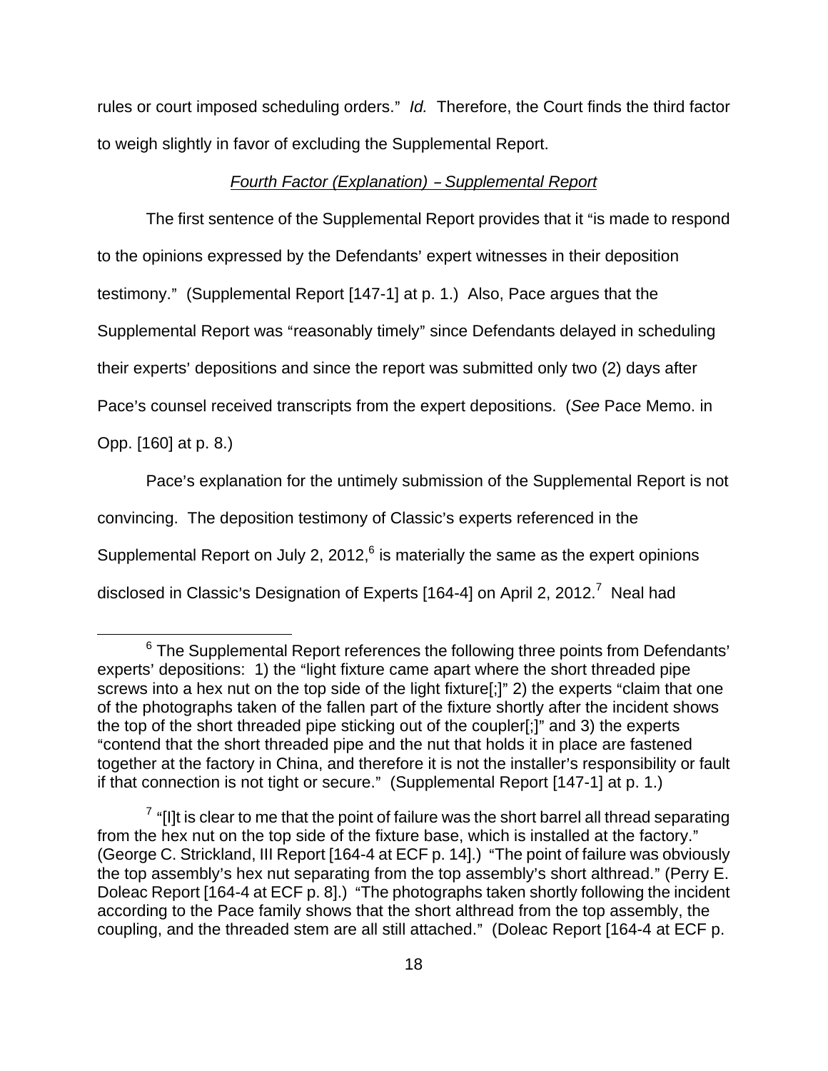rules or court imposed scheduling orders." *Id.* Therefore, the Court finds the third factor to weigh slightly in favor of excluding the Supplemental Report.

<u>*Fourth Factor (Explanation) – Supplemental Report*</u>

The first sentence of the Supplemental Report provides that it "is made to respond to the opinions expressed by the Defendants' expert witnesses in their deposition testimony." (Supplemental Report [147-1] at p. 1.) Also, Pace argues that the Supplemental Report was "reasonably timely" since Defendants delayed in scheduling their experts' depositions and since the report was submitted only two (2) days after Pace's counsel received transcripts from the expert depositions. (*See* Pace Memo. in Opp. [160] at p. 8.)

Pace's explanation for the untimely submission of the Supplemental Report is not convincing. The deposition testimony of Classic's experts referenced in the Supplemental Report on July 2, 2012,[6] is materially the same as the expert opinions disclosed in Classic's Designation of Experts [164-4] on April 2, 2012.[7] Neal had

---

[6] The Supplemental Report references the following three points from Defendants' experts' depositions: 1) the "light fixture came apart where the short threaded pipe screws into a hex nut on the top side of the light fixture[;]" 2) the experts "claim that one of the photographs taken of the fallen part of the fixture shortly after the incident shows the top of the short threaded pipe sticking out of the coupler[;]" and 3) the experts "contend that the short threaded pipe and the nut that holds it in place are fastened together at the factory in China, and therefore it is not the installer's responsibility or fault if that connection is not tight or secure." (Supplemental Report [147-1] at p. 1.)

[7] "[I]t is clear to me that the point of failure was the short barrel all thread separating from the hex nut on the top side of the fixture base, which is installed at the factory." (George C. Strickland, III Report [164-4 at ECF p. 14].) "The point of failure was obviously the top assembly's hex nut separating from the top assembly's short althread." (Perry E. Doleac Report [164-4 at ECF p. 8].) "The photographs taken shortly following the incident according to the Pace family shows that the short althread from the top assembly, the coupling, and the threaded stem are all still attached." (Doleac Report [164-4 at ECF p.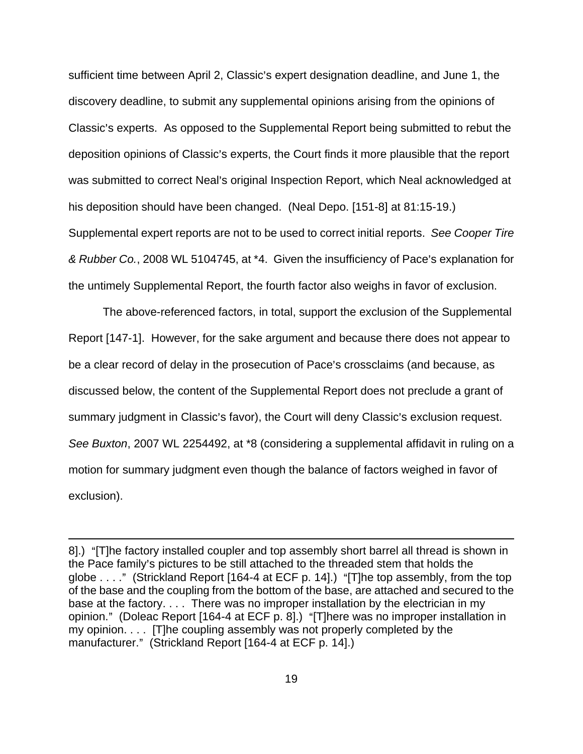sufficient time between April 2, Classic's expert designation deadline, and June 1, the discovery deadline, to submit any supplemental opinions arising from the opinions of Classic's experts. As opposed to the Supplemental Report being submitted to rebut the deposition opinions of Classic's experts, the Court finds it more plausible that the report was submitted to correct Neal's original Inspection Report, which Neal acknowledged at his deposition should have been changed. (Neal Depo. [151-8] at 81:15-19.) Supplemental expert reports are not to be used to correct initial reports. *See Cooper Tire & Rubber Co.*, 2008 WL 5104745, at *4. Given the insufficiency of Pace's explanation for the untimely Supplemental Report, the fourth factor also weighs in favor of exclusion.

The above-referenced factors, in total, support the exclusion of the Supplemental Report [147-1]. However, for the sake argument and because there does not appear to be a clear record of delay in the prosecution of Pace's crossclaims (and because, as discussed below, the content of the Supplemental Report does not preclude a grant of summary judgment in Classic's favor), the Court will deny Classic's exclusion request. *See Buxton*, 2007 WL 2254492, at *8 (considering a supplemental affidavit in ruling on a motion for summary judgment even though the balance of factors weighed in favor of exclusion).

---

8].) "[T]he factory installed coupler and top assembly short barrel all thread is shown in the Pace family's pictures to be still attached to the threaded stem that holds the globe . . . ." (Strickland Report [164-4 at ECF p. 14].) "[T]he top assembly, from the top of the base and the coupling from the bottom of the base, are attached and secured to the base at the factory. . . . There was no improper installation by the electrician in my opinion." (Doleac Report [164-4 at ECF p. 8].) "[T]here was no improper installation in my opinion. . . . [T]he coupling assembly was not properly completed by the manufacturer." (Strickland Report [164-4 at ECF p. 14].)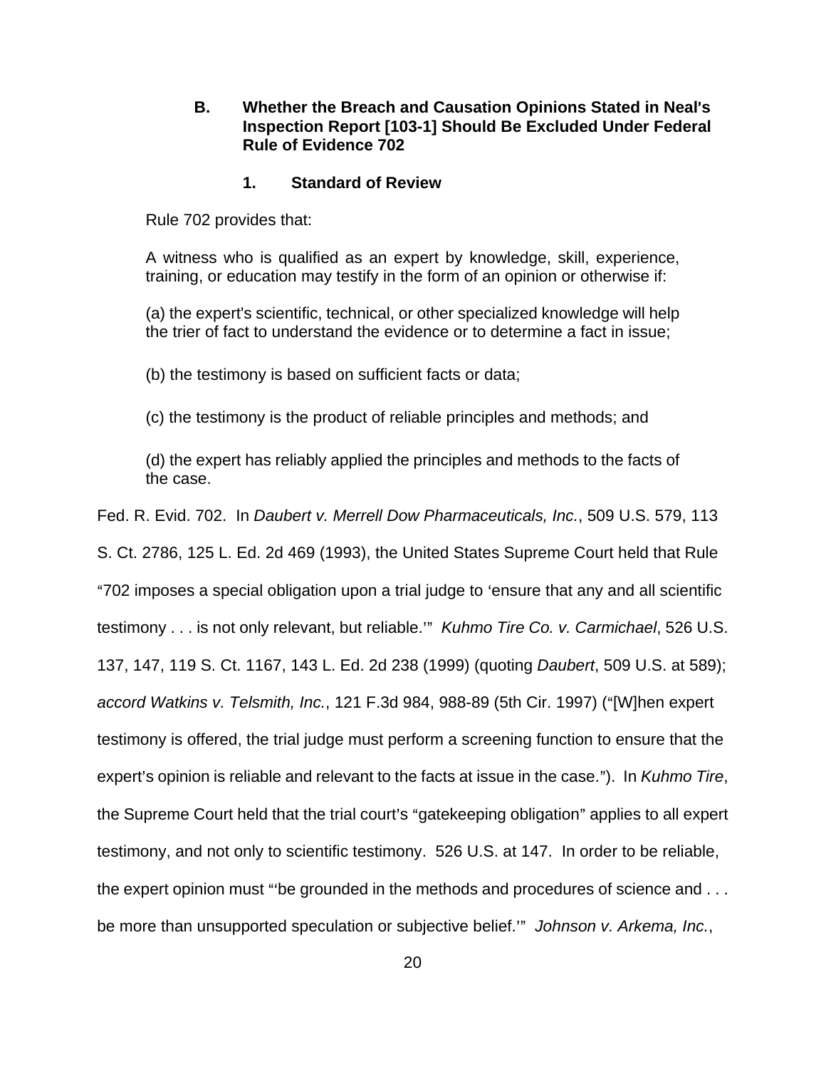### B. Whether the Breach and Causation Opinions Stated in Neal's Inspection Report [103-1] Should Be Excluded Under Federal Rule of Evidence 702

#### 1. Standard of Review

Rule 702 provides that:

> A witness who is qualified as an expert by knowledge, skill, experience, training, or education may testify in the form of an opinion or otherwise if:
>
> (a) the expert's scientific, technical, or other specialized knowledge will help the trier of fact to understand the evidence or to determine a fact in issue;
>
> (b) the testimony is based on sufficient facts or data;
>
> (c) the testimony is the product of reliable principles and methods; and
>
> (d) the expert has reliably applied the principles and methods to the facts of the case.

Fed. R. Evid. 702. In *Daubert v. Merrell Dow Pharmaceuticals, Inc.*, 509 U.S. 579, 113 S. Ct. 2786, 125 L. Ed. 2d 469 (1993), the United States Supreme Court held that Rule "702 imposes a special obligation upon a trial judge to 'ensure that any and all scientific testimony . . . is not only relevant, but reliable.'" *Kuhmo Tire Co. v. Carmichael*, 526 U.S. 137, 147, 119 S. Ct. 1167, 143 L. Ed. 2d 238 (1999) (quoting *Daubert*, 509 U.S. at 589); *accord Watkins v. Telsmith, Inc.*, 121 F.3d 984, 988-89 (5th Cir. 1997) ("[W]hen expert testimony is offered, the trial judge must perform a screening function to ensure that the expert's opinion is reliable and relevant to the facts at issue in the case."). In *Kuhmo Tire*, the Supreme Court held that the trial court's "gatekeeping obligation" applies to all expert testimony, and not only to scientific testimony. 526 U.S. at 147. In order to be reliable, the expert opinion must "'be grounded in the methods and procedures of science and . . . be more than unsupported speculation or subjective belief.'" *Johnson v. Arkema, Inc.*,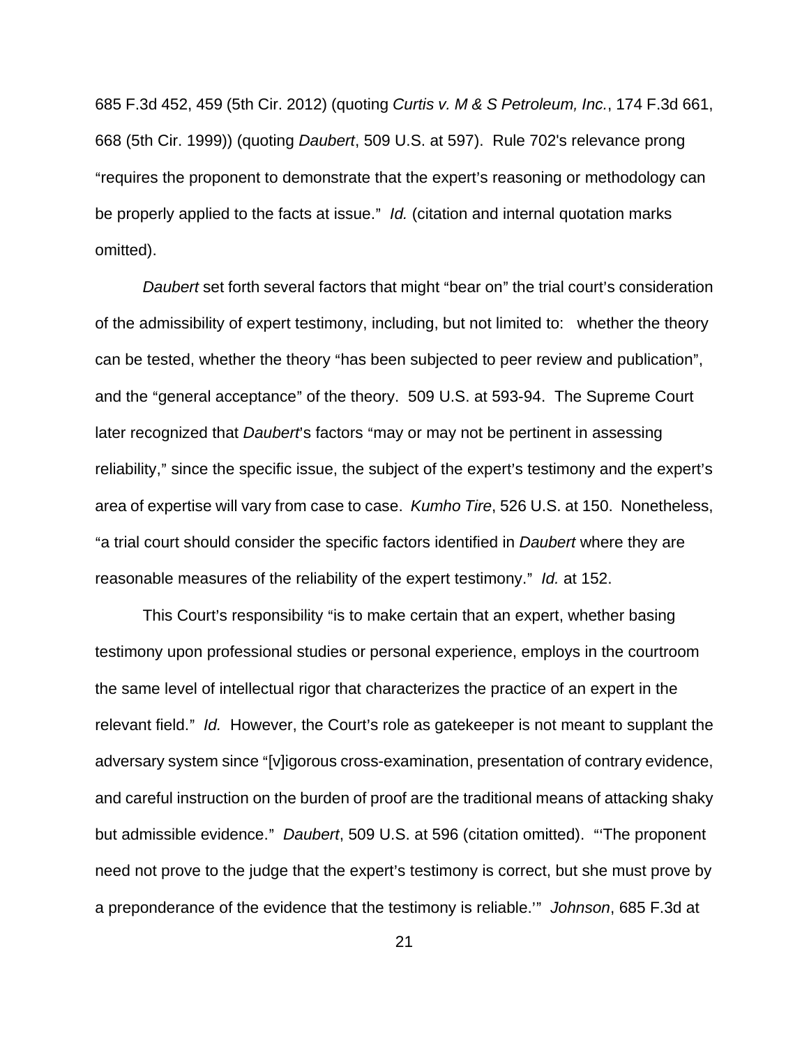685 F.3d 452, 459 (5th Cir. 2012) (quoting *Curtis v. M & S Petroleum, Inc.*, 174 F.3d 661, 668 (5th Cir. 1999)) (quoting *Daubert*, 509 U.S. at 597). Rule 702's relevance prong "requires the proponent to demonstrate that the expert's reasoning or methodology can be properly applied to the facts at issue." *Id.* (citation and internal quotation marks omitted).

*Daubert* set forth several factors that might "bear on" the trial court's consideration of the admissibility of expert testimony, including, but not limited to: whether the theory can be tested, whether the theory "has been subjected to peer review and publication", and the "general acceptance" of the theory. 509 U.S. at 593-94. The Supreme Court later recognized that *Daubert*'s factors "may or may not be pertinent in assessing reliability," since the specific issue, the subject of the expert's testimony and the expert's area of expertise will vary from case to case. *Kumho Tire*, 526 U.S. at 150. Nonetheless, "a trial court should consider the specific factors identified in *Daubert* where they are reasonable measures of the reliability of the expert testimony." *Id.* at 152.

This Court's responsibility "is to make certain that an expert, whether basing testimony upon professional studies or personal experience, employs in the courtroom the same level of intellectual rigor that characterizes the practice of an expert in the relevant field." *Id.* However, the Court's role as gatekeeper is not meant to supplant the adversary system since "[v]igorous cross-examination, presentation of contrary evidence, and careful instruction on the burden of proof are the traditional means of attacking shaky but admissible evidence." *Daubert*, 509 U.S. at 596 (citation omitted). "'The proponent need not prove to the judge that the expert's testimony is correct, but she must prove by a preponderance of the evidence that the testimony is reliable.'" *Johnson*, 685 F.3d at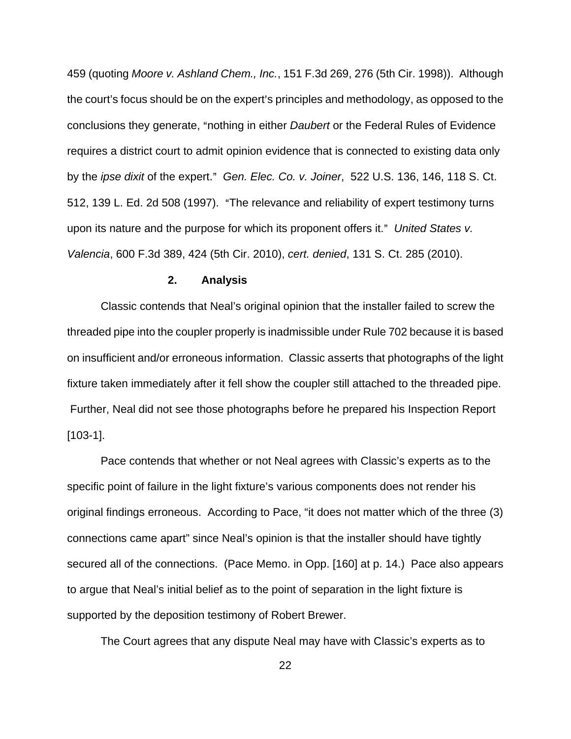459 (quoting *Moore v. Ashland Chem., Inc.*, 151 F.3d 269, 276 (5th Cir. 1998)). Although the court's focus should be on the expert's principles and methodology, as opposed to the conclusions they generate, "nothing in either *Daubert* or the Federal Rules of Evidence requires a district court to admit opinion evidence that is connected to existing data only by the *ipse dixit* of the expert." *Gen. Elec. Co. v. Joiner*, 522 U.S. 136, 146, 118 S. Ct. 512, 139 L. Ed. 2d 508 (1997). "The relevance and reliability of expert testimony turns upon its nature and the purpose for which its proponent offers it." *United States v. Valencia*, 600 F.3d 389, 424 (5th Cir. 2010), *cert. denied*, 131 S. Ct. 285 (2010).

**2. Analysis**

Classic contends that Neal's original opinion that the installer failed to screw the threaded pipe into the coupler properly is inadmissible under Rule 702 because it is based on insufficient and/or erroneous information. Classic asserts that photographs of the light fixture taken immediately after it fell show the coupler still attached to the threaded pipe. Further, Neal did not see those photographs before he prepared his Inspection Report [103-1].

Pace contends that whether or not Neal agrees with Classic's experts as to the specific point of failure in the light fixture's various components does not render his original findings erroneous. According to Pace, "it does not matter which of the three (3) connections came apart" since Neal's opinion is that the installer should have tightly secured all of the connections. (Pace Memo. in Opp. [160] at p. 14.) Pace also appears to argue that Neal's initial belief as to the point of separation in the light fixture is supported by the deposition testimony of Robert Brewer.

The Court agrees that any dispute Neal may have with Classic's experts as to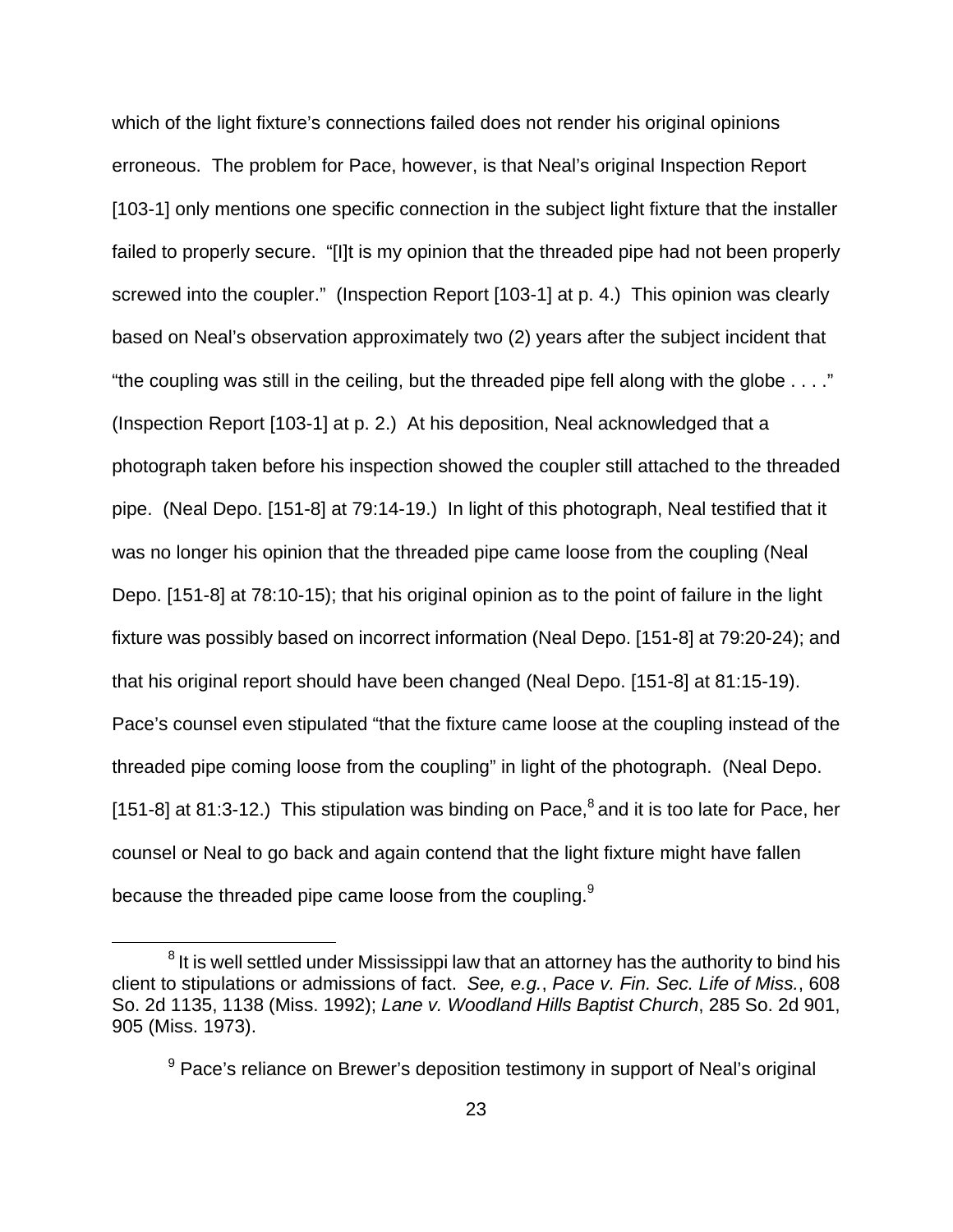which of the light fixture's connections failed does not render his original opinions erroneous. The problem for Pace, however, is that Neal's original Inspection Report [103-1] only mentions one specific connection in the subject light fixture that the installer failed to properly secure. "[I]t is my opinion that the threaded pipe had not been properly screwed into the coupler." (Inspection Report [103-1] at p. 4.) This opinion was clearly based on Neal's observation approximately two (2) years after the subject incident that "the coupling was still in the ceiling, but the threaded pipe fell along with the globe . . . ." (Inspection Report [103-1] at p. 2.) At his deposition, Neal acknowledged that a photograph taken before his inspection showed the coupler still attached to the threaded pipe. (Neal Depo. [151-8] at 79:14-19.) In light of this photograph, Neal testified that it was no longer his opinion that the threaded pipe came loose from the coupling (Neal Depo. [151-8] at 78:10-15); that his original opinion as to the point of failure in the light fixture was possibly based on incorrect information (Neal Depo. [151-8] at 79:20-24); and that his original report should have been changed (Neal Depo. [151-8] at 81:15-19). Pace's counsel even stipulated "that the fixture came loose at the coupling instead of the threaded pipe coming loose from the coupling" in light of the photograph. (Neal Depo. [151-8] at 81:3-12.) This stipulation was binding on Pace,[8] and it is too late for Pace, her counsel or Neal to go back and again contend that the light fixture might have fallen because the threaded pipe came loose from the coupling.[9]

---

[8] It is well settled under Mississippi law that an attorney has the authority to bind his client to stipulations or admissions of fact. *See, e.g.*, *Pace v. Fin. Sec. Life of Miss.*, 608 So. 2d 1135, 1138 (Miss. 1992); *Lane v. Woodland Hills Baptist Church*, 285 So. 2d 901, 905 (Miss. 1973).

[9] Pace's reliance on Brewer's deposition testimony in support of Neal's original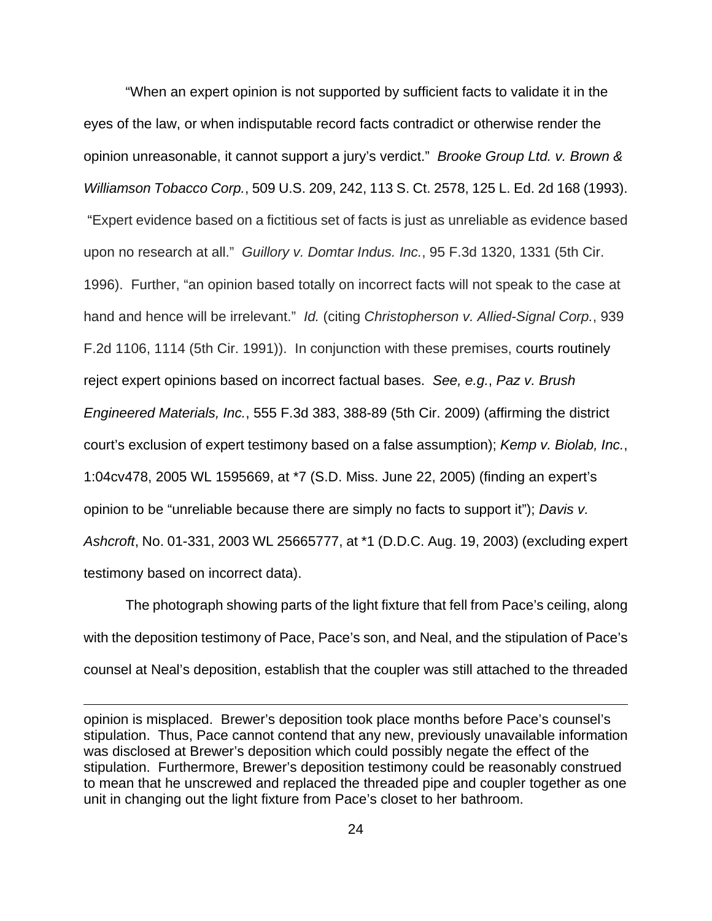"When an expert opinion is not supported by sufficient facts to validate it in the eyes of the law, or when indisputable record facts contradict or otherwise render the opinion unreasonable, it cannot support a jury's verdict." *Brooke Group Ltd. v. Brown & Williamson Tobacco Corp.*, 509 U.S. 209, 242, 113 S. Ct. 2578, 125 L. Ed. 2d 168 (1993). "Expert evidence based on a fictitious set of facts is just as unreliable as evidence based upon no research at all." *Guillory v. Domtar Indus. Inc.*, 95 F.3d 1320, 1331 (5th Cir. 1996). Further, "an opinion based totally on incorrect facts will not speak to the case at hand and hence will be irrelevant." *Id.* (citing *Christopherson v. Allied-Signal Corp.*, 939 F.2d 1106, 1114 (5th Cir. 1991)). In conjunction with these premises, courts routinely reject expert opinions based on incorrect factual bases. *See, e.g.*, *Paz v. Brush Engineered Materials, Inc.*, 555 F.3d 383, 388-89 (5th Cir. 2009) (affirming the district court's exclusion of expert testimony based on a false assumption); *Kemp v. Biolab, Inc.*, 1:04cv478, 2005 WL 1595669, at *7 (S.D. Miss. June 22, 2005) (finding an expert's opinion to be "unreliable because there are simply no facts to support it"); *Davis v. Ashcroft*, No. 01-331, 2003 WL 25665777, at *1 (D.D.C. Aug. 19, 2003) (excluding expert testimony based on incorrect data).

The photograph showing parts of the light fixture that fell from Pace's ceiling, along with the deposition testimony of Pace, Pace's son, and Neal, and the stipulation of Pace's counsel at Neal's deposition, establish that the coupler was still attached to the threaded

---

opinion is misplaced. Brewer's deposition took place months before Pace's counsel's stipulation. Thus, Pace cannot contend that any new, previously unavailable information was disclosed at Brewer's deposition which could possibly negate the effect of the stipulation. Furthermore, Brewer's deposition testimony could be reasonably construed to mean that he unscrewed and replaced the threaded pipe and coupler together as one unit in changing out the light fixture from Pace's closet to her bathroom.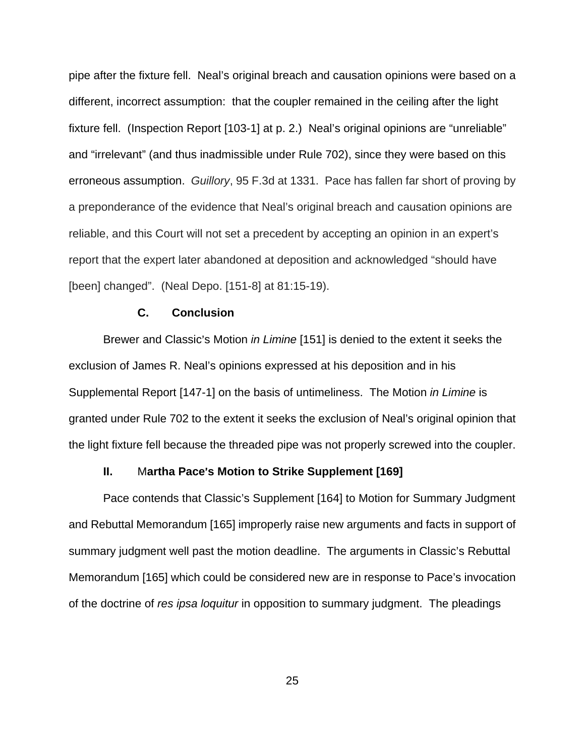pipe after the fixture fell. Neal's original breach and causation opinions were based on a different, incorrect assumption: that the coupler remained in the ceiling after the light fixture fell. (Inspection Report [103-1] at p. 2.) Neal's original opinions are "unreliable" and "irrelevant" (and thus inadmissible under Rule 702), since they were based on this erroneous assumption. *Guillory*, 95 F.3d at 1331. Pace has fallen far short of proving by a preponderance of the evidence that Neal's original breach and causation opinions are reliable, and this Court will not set a precedent by accepting an opinion in an expert's report that the expert later abandoned at deposition and acknowledged "should have [been] changed". (Neal Depo. [151-8] at 81:15-19).

### C. Conclusion

Brewer and Classic's Motion *in Limine* [151] is denied to the extent it seeks the exclusion of James R. Neal's opinions expressed at his deposition and in his Supplemental Report [147-1] on the basis of untimeliness. The Motion *in Limine* is granted under Rule 702 to the extent it seeks the exclusion of Neal's original opinion that the light fixture fell because the threaded pipe was not properly screwed into the coupler.

## II. Martha Pace's Motion to Strike Supplement [169]

Pace contends that Classic's Supplement [164] to Motion for Summary Judgment and Rebuttal Memorandum [165] improperly raise new arguments and facts in support of summary judgment well past the motion deadline. The arguments in Classic's Rebuttal Memorandum [165] which could be considered new are in response to Pace's invocation of the doctrine of *res ipsa loquitur* in opposition to summary judgment. The pleadings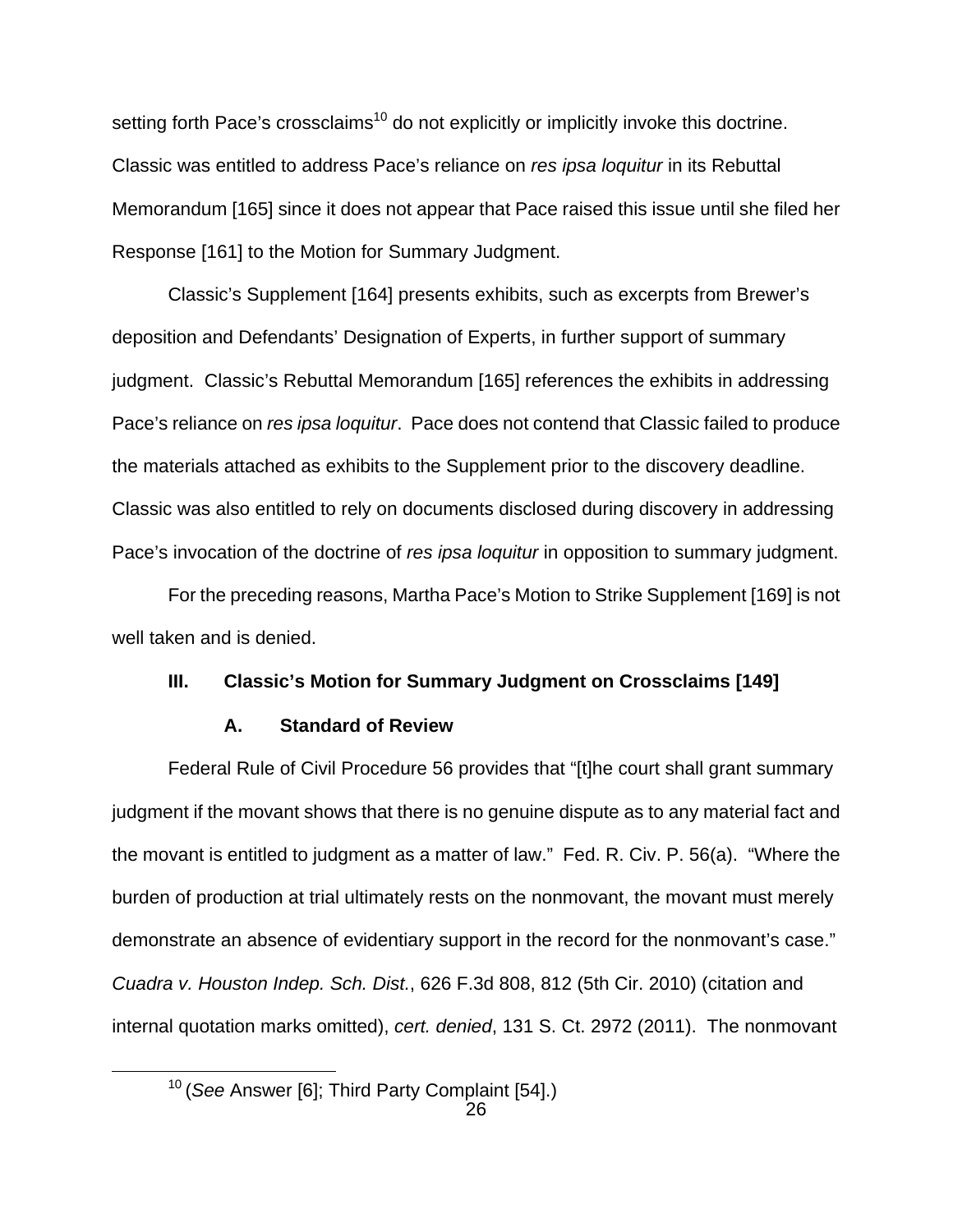setting forth Pace's crossclaims[10] do not explicitly or implicitly invoke this doctrine. Classic was entitled to address Pace's reliance on *res ipsa loquitur* in its Rebuttal Memorandum [165] since it does not appear that Pace raised this issue until she filed her Response [161] to the Motion for Summary Judgment.

Classic's Supplement [164] presents exhibits, such as excerpts from Brewer's deposition and Defendants' Designation of Experts, in further support of summary judgment. Classic's Rebuttal Memorandum [165] references the exhibits in addressing Pace's reliance on *res ipsa loquitur*. Pace does not contend that Classic failed to produce the materials attached as exhibits to the Supplement prior to the discovery deadline. Classic was also entitled to rely on documents disclosed during discovery in addressing Pace's invocation of the doctrine of *res ipsa loquitur* in opposition to summary judgment.

For the preceding reasons, Martha Pace's Motion to Strike Supplement [169] is not well taken and is denied.

## III. Classic's Motion for Summary Judgment on Crossclaims [149]

### A. Standard of Review

Federal Rule of Civil Procedure 56 provides that "[t]he court shall grant summary judgment if the movant shows that there is no genuine dispute as to any material fact and the movant is entitled to judgment as a matter of law." Fed. R. Civ. P. 56(a). "Where the burden of production at trial ultimately rests on the nonmovant, the movant must merely demonstrate an absence of evidentiary support in the record for the nonmovant's case." *Cuadra v. Houston Indep. Sch. Dist.*, 626 F.3d 808, 812 (5th Cir. 2010) (citation and internal quotation marks omitted), *cert. denied*, 131 S. Ct. 2972 (2011). The nonmovant

[10] (*See* Answer [6]; Third Party Complaint [54].)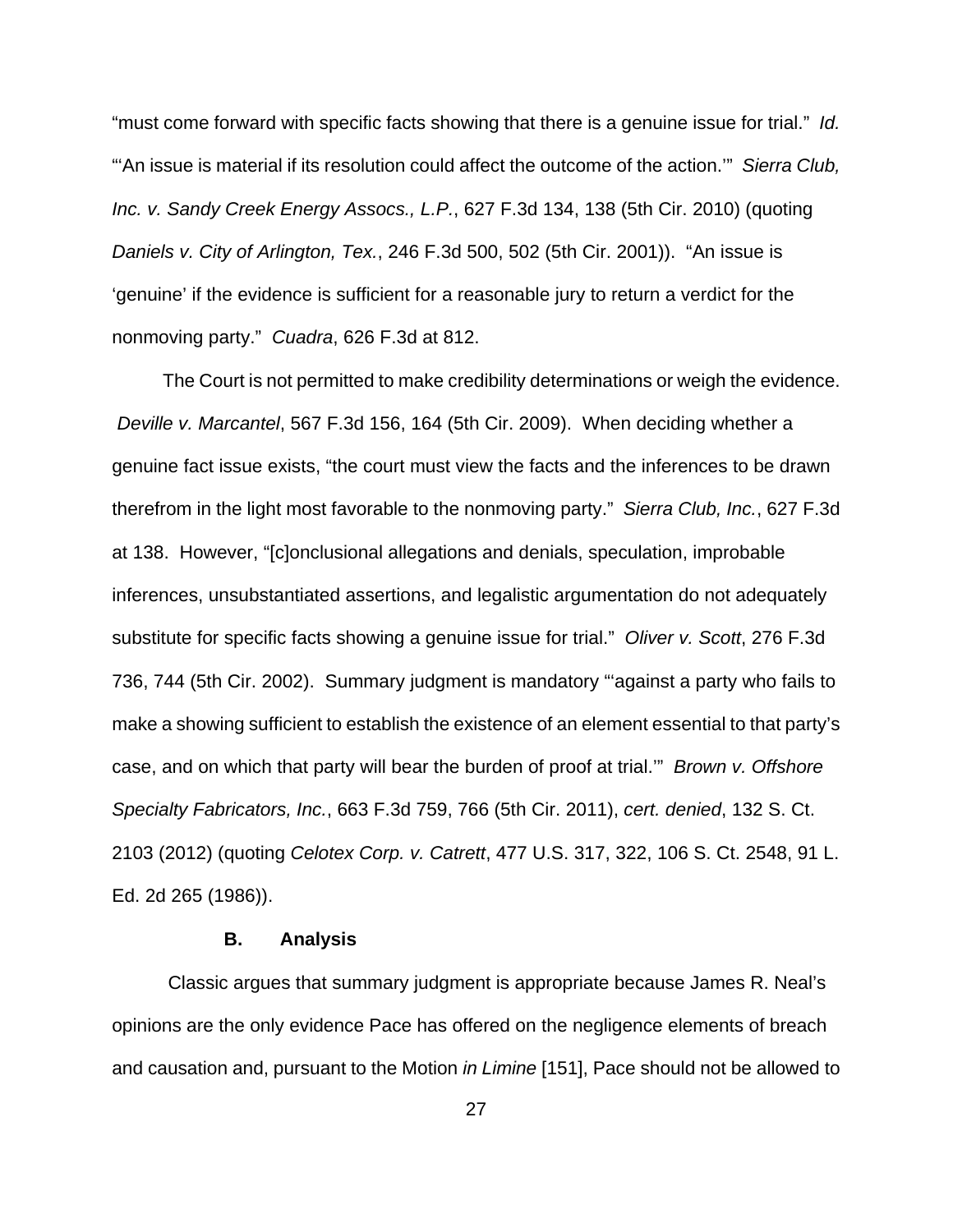"must come forward with specific facts showing that there is a genuine issue for trial." *Id.* "'An issue is material if its resolution could affect the outcome of the action.'" *Sierra Club, Inc. v. Sandy Creek Energy Assocs., L.P.*, 627 F.3d 134, 138 (5th Cir. 2010) (quoting *Daniels v. City of Arlington, Tex.*, 246 F.3d 500, 502 (5th Cir. 2001)). "An issue is 'genuine' if the evidence is sufficient for a reasonable jury to return a verdict for the nonmoving party." *Cuadra*, 626 F.3d at 812.

The Court is not permitted to make credibility determinations or weigh the evidence. *Deville v. Marcantel*, 567 F.3d 156, 164 (5th Cir. 2009). When deciding whether a genuine fact issue exists, "the court must view the facts and the inferences to be drawn therefrom in the light most favorable to the nonmoving party." *Sierra Club, Inc.*, 627 F.3d at 138. However, "[c]onclusional allegations and denials, speculation, improbable inferences, unsubstantiated assertions, and legalistic argumentation do not adequately substitute for specific facts showing a genuine issue for trial." *Oliver v. Scott*, 276 F.3d 736, 744 (5th Cir. 2002). Summary judgment is mandatory "'against a party who fails to make a showing sufficient to establish the existence of an element essential to that party's case, and on which that party will bear the burden of proof at trial.'" *Brown v. Offshore Specialty Fabricators, Inc.*, 663 F.3d 759, 766 (5th Cir. 2011), *cert. denied*, 132 S. Ct. 2103 (2012) (quoting *Celotex Corp. v. Catrett*, 477 U.S. 317, 322, 106 S. Ct. 2548, 91 L. Ed. 2d 265 (1986)).

### B. Analysis

Classic argues that summary judgment is appropriate because James R. Neal's opinions are the only evidence Pace has offered on the negligence elements of breach and causation and, pursuant to the Motion *in Limine* [151], Pace should not be allowed to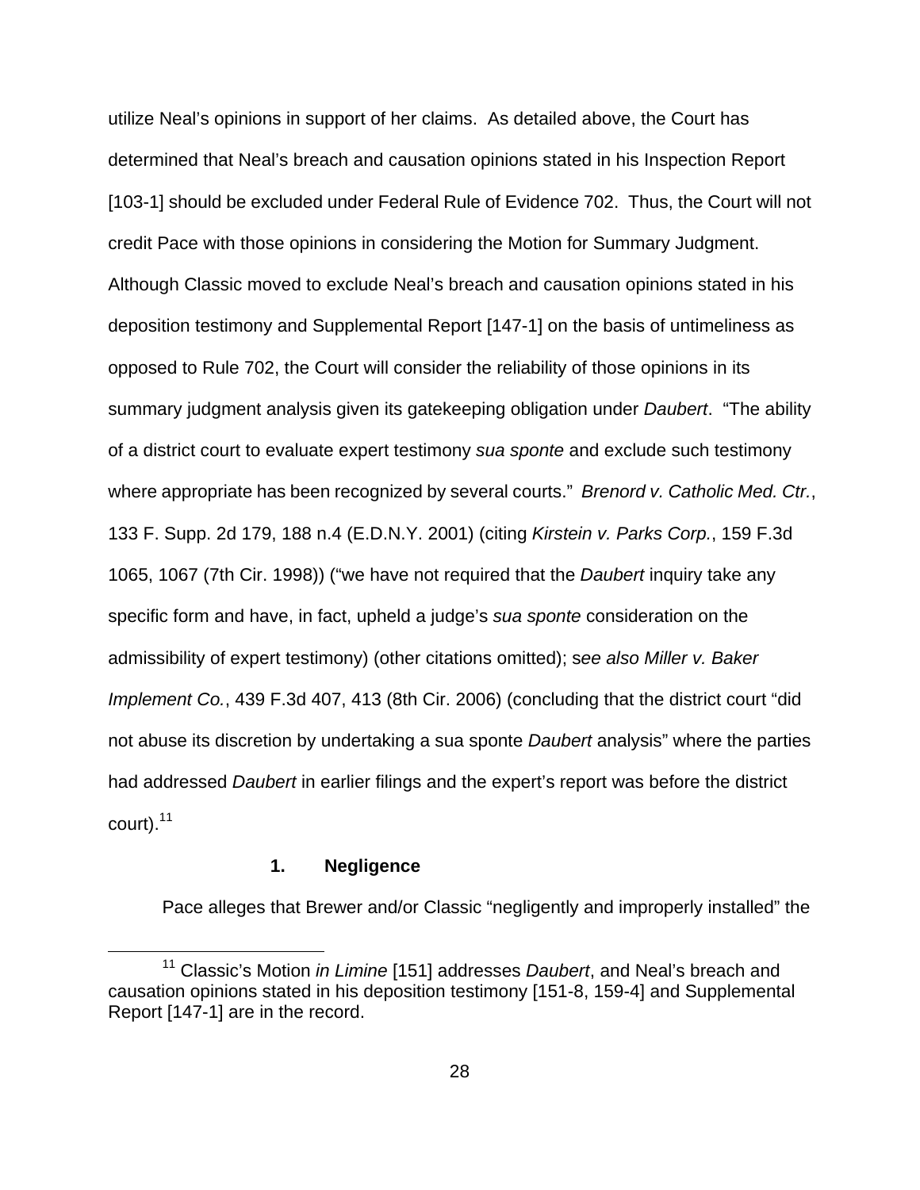utilize Neal's opinions in support of her claims. As detailed above, the Court has determined that Neal's breach and causation opinions stated in his Inspection Report [103-1] should be excluded under Federal Rule of Evidence 702. Thus, the Court will not credit Pace with those opinions in considering the Motion for Summary Judgment. Although Classic moved to exclude Neal's breach and causation opinions stated in his deposition testimony and Supplemental Report [147-1] on the basis of untimeliness as opposed to Rule 702, the Court will consider the reliability of those opinions in its summary judgment analysis given its gatekeeping obligation under *Daubert*. "The ability of a district court to evaluate expert testimony *sua sponte* and exclude such testimony where appropriate has been recognized by several courts." *Brenord v. Catholic Med. Ctr.*, 133 F. Supp. 2d 179, 188 n.4 (E.D.N.Y. 2001) (citing *Kirstein v. Parks Corp.*, 159 F.3d 1065, 1067 (7th Cir. 1998)) ("we have not required that the *Daubert* inquiry take any specific form and have, in fact, upheld a judge's *sua sponte* consideration on the admissibility of expert testimony) (other citations omitted); s*ee also Miller v. Baker Implement Co.*, 439 F.3d 407, 413 (8th Cir. 2006) (concluding that the district court "did not abuse its discretion by undertaking a sua sponte *Daubert* analysis" where the parties had addressed *Daubert* in earlier filings and the expert's report was before the district court).[11]

### 1. Negligence

Pace alleges that Brewer and/or Classic "negligently and improperly installed" the

[11] Classic's Motion *in Limine* [151] addresses *Daubert*, and Neal's breach and causation opinions stated in his deposition testimony [151-8, 159-4] and Supplemental Report [147-1] are in the record.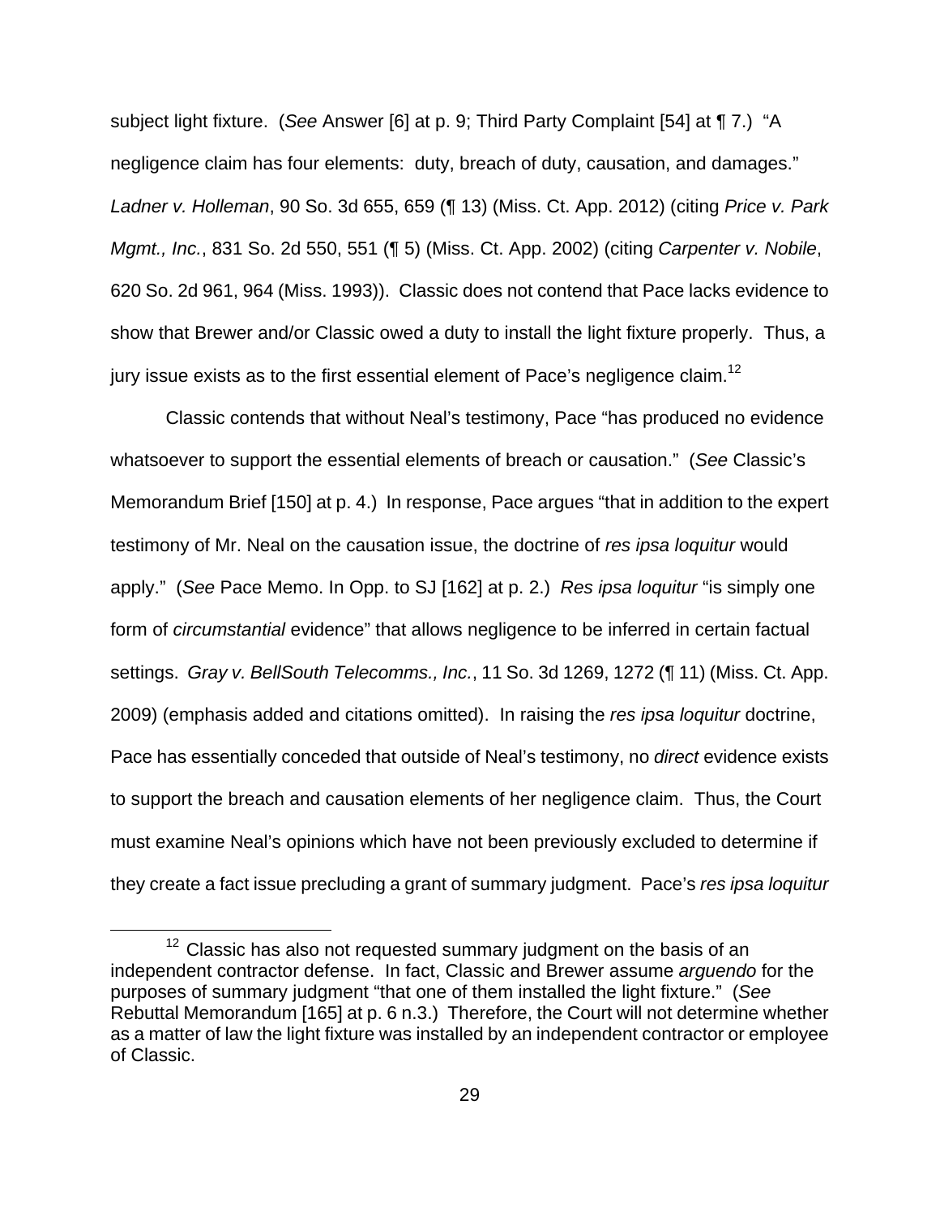subject light fixture. (*See* Answer [6] at p. 9; Third Party Complaint [54] at ¶ 7.) "A negligence claim has four elements: duty, breach of duty, causation, and damages." *Ladner v. Holleman*, 90 So. 3d 655, 659 (¶ 13) (Miss. Ct. App. 2012) (citing *Price v. Park Mgmt., Inc.*, 831 So. 2d 550, 551 (¶ 5) (Miss. Ct. App. 2002) (citing *Carpenter v. Nobile*, 620 So. 2d 961, 964 (Miss. 1993)). Classic does not contend that Pace lacks evidence to show that Brewer and/or Classic owed a duty to install the light fixture properly. Thus, a jury issue exists as to the first essential element of Pace's negligence claim.[12]

Classic contends that without Neal's testimony, Pace "has produced no evidence whatsoever to support the essential elements of breach or causation." (*See* Classic's Memorandum Brief [150] at p. 4.) In response, Pace argues "that in addition to the expert testimony of Mr. Neal on the causation issue, the doctrine of *res ipsa loquitur* would apply." (*See* Pace Memo. In Opp. to SJ [162] at p. 2.) *Res ipsa loquitur* "is simply one form of *circumstantial* evidence" that allows negligence to be inferred in certain factual settings. *Gray v. BellSouth Telecomms., Inc.*, 11 So. 3d 1269, 1272 (¶ 11) (Miss. Ct. App. 2009) (emphasis added and citations omitted). In raising the *res ipsa loquitur* doctrine, Pace has essentially conceded that outside of Neal's testimony, no *direct* evidence exists to support the breach and causation elements of her negligence claim. Thus, the Court must examine Neal's opinions which have not been previously excluded to determine if they create a fact issue precluding a grant of summary judgment. Pace's *res ipsa loquitur*

---

[12] Classic has also not requested summary judgment on the basis of an independent contractor defense. In fact, Classic and Brewer assume *arguendo* for the purposes of summary judgment "that one of them installed the light fixture." (*See* Rebuttal Memorandum [165] at p. 6 n.3.) Therefore, the Court will not determine whether as a matter of law the light fixture was installed by an independent contractor or employee of Classic.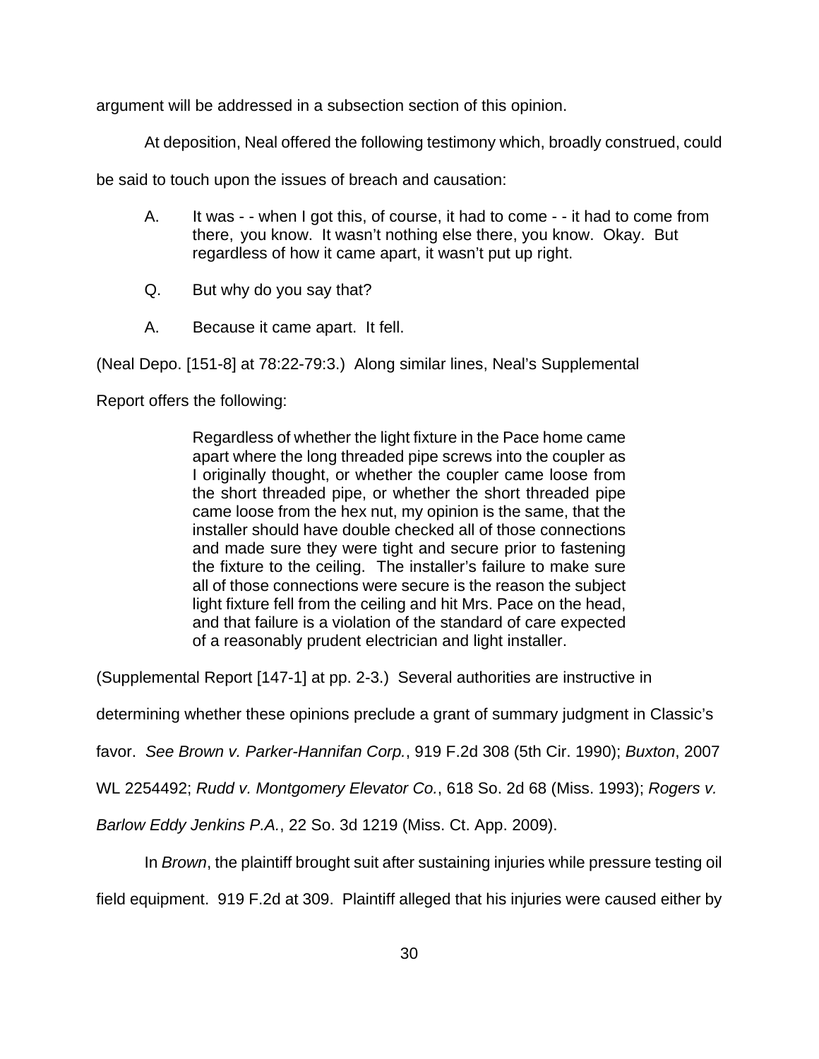argument will be addressed in a subsection section of this opinion.

At deposition, Neal offered the following testimony which, broadly construed, could be said to touch upon the issues of breach and causation:

> A. It was - - when I got this, of course, it had to come - - it had to come from there, you know. It wasn't nothing else there, you know. Okay. But regardless of how it came apart, it wasn't put up right.
>
> Q. But why do you say that?
>
> A. Because it came apart. It fell.

(Neal Depo. [151-8] at 78:22-79:3.) Along similar lines, Neal's Supplemental Report offers the following:

> Regardless of whether the light fixture in the Pace home came apart where the long threaded pipe screws into the coupler as I originally thought, or whether the coupler came loose from the short threaded pipe, or whether the short threaded pipe came loose from the hex nut, my opinion is the same, that the installer should have double checked all of those connections and made sure they were tight and secure prior to fastening the fixture to the ceiling. The installer's failure to make sure all of those connections were secure is the reason the subject light fixture fell from the ceiling and hit Mrs. Pace on the head, and that failure is a violation of the standard of care expected of a reasonably prudent electrician and light installer.

(Supplemental Report [147-1] at pp. 2-3.) Several authorities are instructive in determining whether these opinions preclude a grant of summary judgment in Classic's favor. *See Brown v. Parker-Hannifan Corp.*, 919 F.2d 308 (5th Cir. 1990); *Buxton*, 2007 WL 2254492; *Rudd v. Montgomery Elevator Co.*, 618 So. 2d 68 (Miss. 1993); *Rogers v. Barlow Eddy Jenkins P.A.*, 22 So. 3d 1219 (Miss. Ct. App. 2009).

In *Brown*, the plaintiff brought suit after sustaining injuries while pressure testing oil field equipment. 919 F.2d at 309. Plaintiff alleged that his injuries were caused either by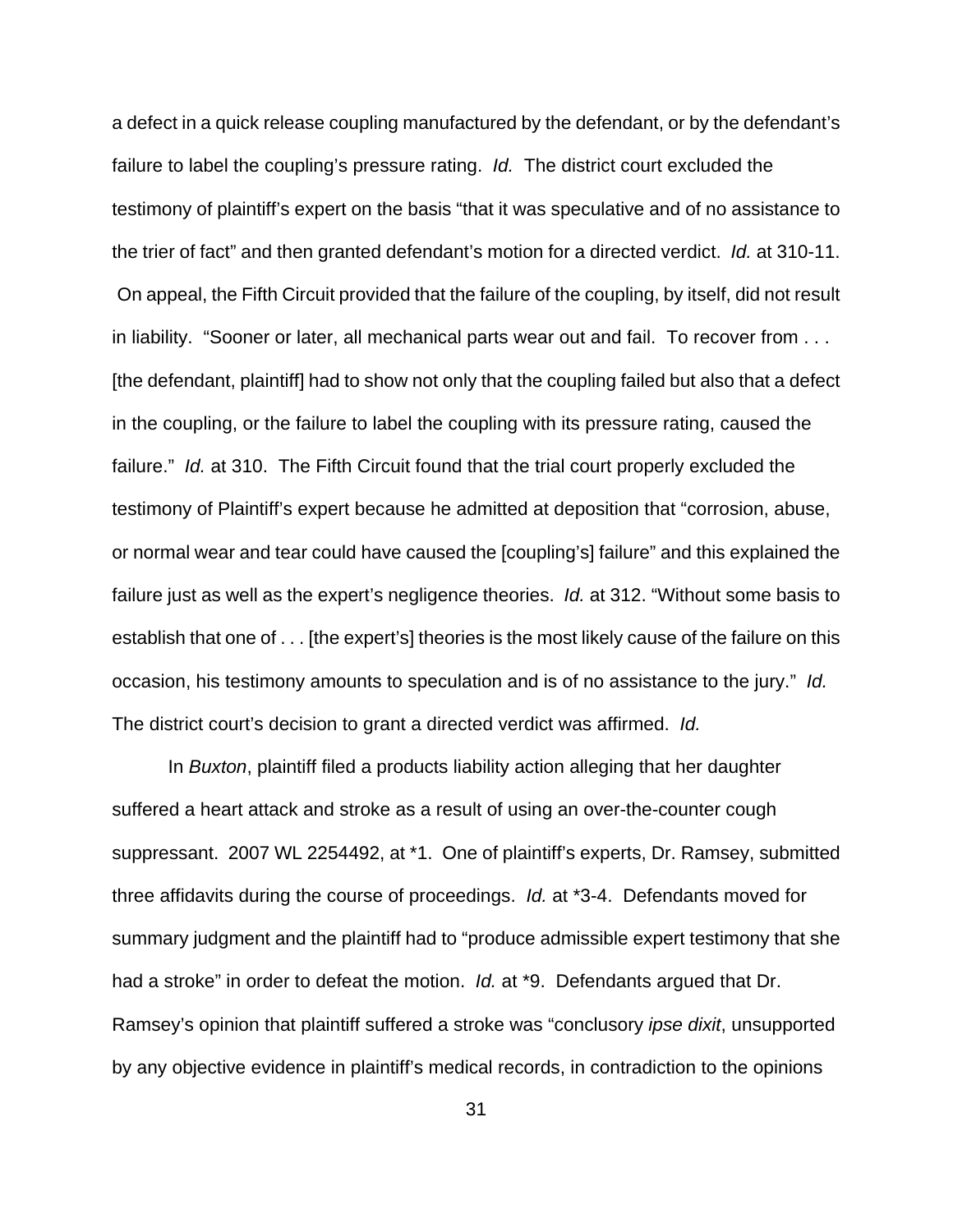a defect in a quick release coupling manufactured by the defendant, or by the defendant's failure to label the coupling's pressure rating. *Id.* The district court excluded the testimony of plaintiff's expert on the basis "that it was speculative and of no assistance to the trier of fact" and then granted defendant's motion for a directed verdict. *Id.* at 310-11. On appeal, the Fifth Circuit provided that the failure of the coupling, by itself, did not result in liability. "Sooner or later, all mechanical parts wear out and fail. To recover from . . . [the defendant, plaintiff] had to show not only that the coupling failed but also that a defect in the coupling, or the failure to label the coupling with its pressure rating, caused the failure." *Id.* at 310. The Fifth Circuit found that the trial court properly excluded the testimony of Plaintiff's expert because he admitted at deposition that "corrosion, abuse, or normal wear and tear could have caused the [coupling's] failure" and this explained the failure just as well as the expert's negligence theories. *Id.* at 312. "Without some basis to establish that one of . . . [the expert's] theories is the most likely cause of the failure on this occasion, his testimony amounts to speculation and is of no assistance to the jury." *Id.* The district court's decision to grant a directed verdict was affirmed. *Id.*

In *Buxton*, plaintiff filed a products liability action alleging that her daughter suffered a heart attack and stroke as a result of using an over-the-counter cough suppressant. 2007 WL 2254492, at *1. One of plaintiff's experts, Dr. Ramsey, submitted three affidavits during the course of proceedings. *Id.* at *3-4. Defendants moved for summary judgment and the plaintiff had to "produce admissible expert testimony that she had a stroke" in order to defeat the motion. *Id.* at *9. Defendants argued that Dr. Ramsey's opinion that plaintiff suffered a stroke was "conclusory *ipse dixit*, unsupported by any objective evidence in plaintiff's medical records, in contradiction to the opinions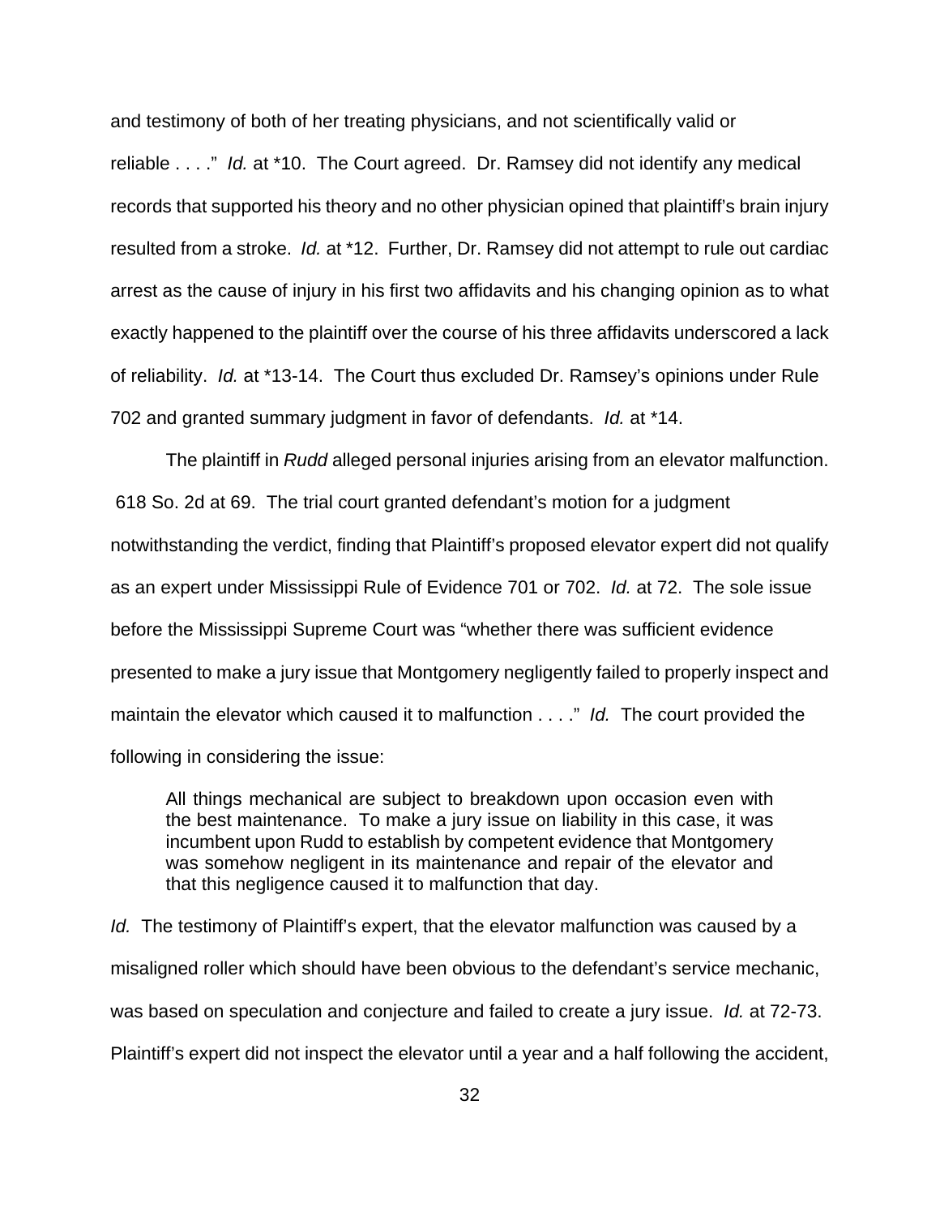and testimony of both of her treating physicians, and not scientifically valid or reliable . . . ." *Id.* at *10. The Court agreed. Dr. Ramsey did not identify any medical records that supported his theory and no other physician opined that plaintiff's brain injury resulted from a stroke. *Id.* at *12. Further, Dr. Ramsey did not attempt to rule out cardiac arrest as the cause of injury in his first two affidavits and his changing opinion as to what exactly happened to the plaintiff over the course of his three affidavits underscored a lack of reliability. *Id.* at *13-14. The Court thus excluded Dr. Ramsey's opinions under Rule 702 and granted summary judgment in favor of defendants. *Id.* at *14.

The plaintiff in *Rudd* alleged personal injuries arising from an elevator malfunction. 618 So. 2d at 69. The trial court granted defendant's motion for a judgment notwithstanding the verdict, finding that Plaintiff's proposed elevator expert did not qualify as an expert under Mississippi Rule of Evidence 701 or 702. *Id.* at 72. The sole issue before the Mississippi Supreme Court was "whether there was sufficient evidence presented to make a jury issue that Montgomery negligently failed to properly inspect and maintain the elevator which caused it to malfunction . . . ." *Id.* The court provided the following in considering the issue:

> All things mechanical are subject to breakdown upon occasion even with the best maintenance. To make a jury issue on liability in this case, it was incumbent upon Rudd to establish by competent evidence that Montgomery was somehow negligent in its maintenance and repair of the elevator and that this negligence caused it to malfunction that day.

*Id.* The testimony of Plaintiff's expert, that the elevator malfunction was caused by a misaligned roller which should have been obvious to the defendant's service mechanic, was based on speculation and conjecture and failed to create a jury issue. *Id.* at 72-73. Plaintiff's expert did not inspect the elevator until a year and a half following the accident,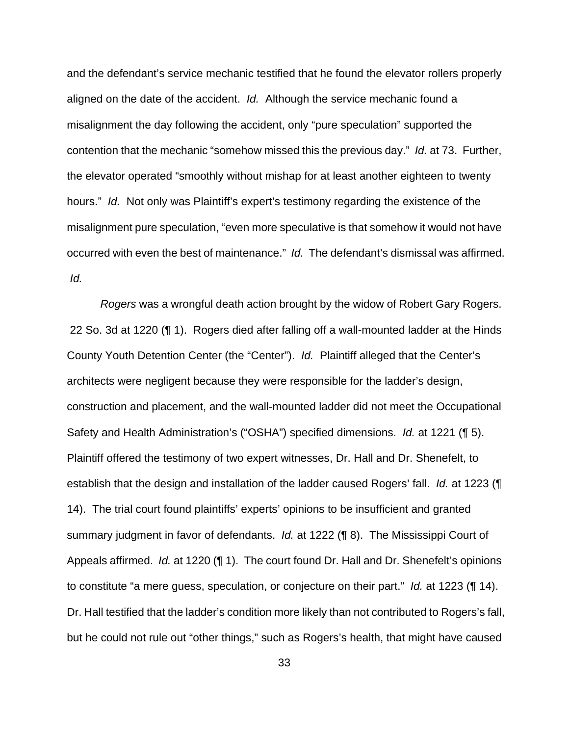and the defendant's service mechanic testified that he found the elevator rollers properly aligned on the date of the accident. *Id.* Although the service mechanic found a misalignment the day following the accident, only "pure speculation" supported the contention that the mechanic "somehow missed this the previous day." *Id.* at 73. Further, the elevator operated "smoothly without mishap for at least another eighteen to twenty hours." *Id.* Not only was Plaintiff's expert's testimony regarding the existence of the misalignment pure speculation, "even more speculative is that somehow it would not have occurred with even the best of maintenance." *Id.* The defendant's dismissal was affirmed. *Id.*

*Rogers* was a wrongful death action brought by the widow of Robert Gary Rogers. 22 So. 3d at 1220 (¶ 1). Rogers died after falling off a wall-mounted ladder at the Hinds County Youth Detention Center (the "Center"). *Id.* Plaintiff alleged that the Center's architects were negligent because they were responsible for the ladder's design, construction and placement, and the wall-mounted ladder did not meet the Occupational Safety and Health Administration's ("OSHA") specified dimensions. *Id.* at 1221 (¶ 5). Plaintiff offered the testimony of two expert witnesses, Dr. Hall and Dr. Shenefelt, to establish that the design and installation of the ladder caused Rogers' fall. *Id.* at 1223 (¶ 14). The trial court found plaintiffs' experts' opinions to be insufficient and granted summary judgment in favor of defendants. *Id.* at 1222 (¶ 8). The Mississippi Court of Appeals affirmed. *Id.* at 1220 (¶ 1). The court found Dr. Hall and Dr. Shenefelt's opinions to constitute "a mere guess, speculation, or conjecture on their part." *Id.* at 1223 (¶ 14). Dr. Hall testified that the ladder's condition more likely than not contributed to Rogers's fall, but he could not rule out "other things," such as Rogers's health, that might have caused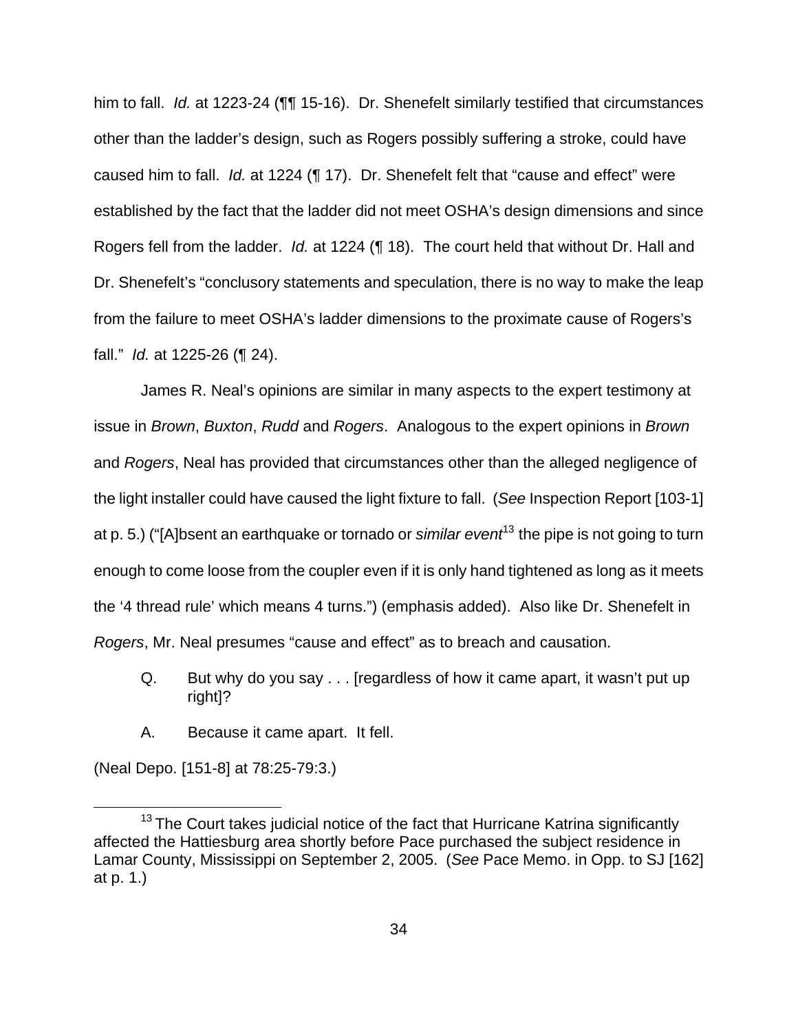him to fall. *Id.* at 1223-24 (¶¶ 15-16). Dr. Shenefelt similarly testified that circumstances other than the ladder's design, such as Rogers possibly suffering a stroke, could have caused him to fall. *Id.* at 1224 (¶ 17). Dr. Shenefelt felt that "cause and effect" were established by the fact that the ladder did not meet OSHA's design dimensions and since Rogers fell from the ladder. *Id.* at 1224 (¶ 18). The court held that without Dr. Hall and Dr. Shenefelt's "conclusory statements and speculation, there is no way to make the leap from the failure to meet OSHA's ladder dimensions to the proximate cause of Rogers's fall." *Id.* at 1225-26 (¶ 24).

James R. Neal's opinions are similar in many aspects to the expert testimony at issue in *Brown*, *Buxton*, *Rudd* and *Rogers*. Analogous to the expert opinions in *Brown* and *Rogers*, Neal has provided that circumstances other than the alleged negligence of the light installer could have caused the light fixture to fall. (*See* Inspection Report [103-1] at p. 5.) ("[A]bsent an earthquake or tornado or *similar event*[13] the pipe is not going to turn enough to come loose from the coupler even if it is only hand tightened as long as it meets the '4 thread rule' which means 4 turns.") (emphasis added). Also like Dr. Shenefelt in *Rogers*, Mr. Neal presumes "cause and effect" as to breach and causation.

> Q. But why do you say . . . [regardless of how it came apart, it wasn't put up right]?
>
> A. Because it came apart. It fell.

(Neal Depo. [151-8] at 78:25-79:3.)

[13] The Court takes judicial notice of the fact that Hurricane Katrina significantly affected the Hattiesburg area shortly before Pace purchased the subject residence in Lamar County, Mississippi on September 2, 2005. (*See* Pace Memo. in Opp. to SJ [162] at p. 1.)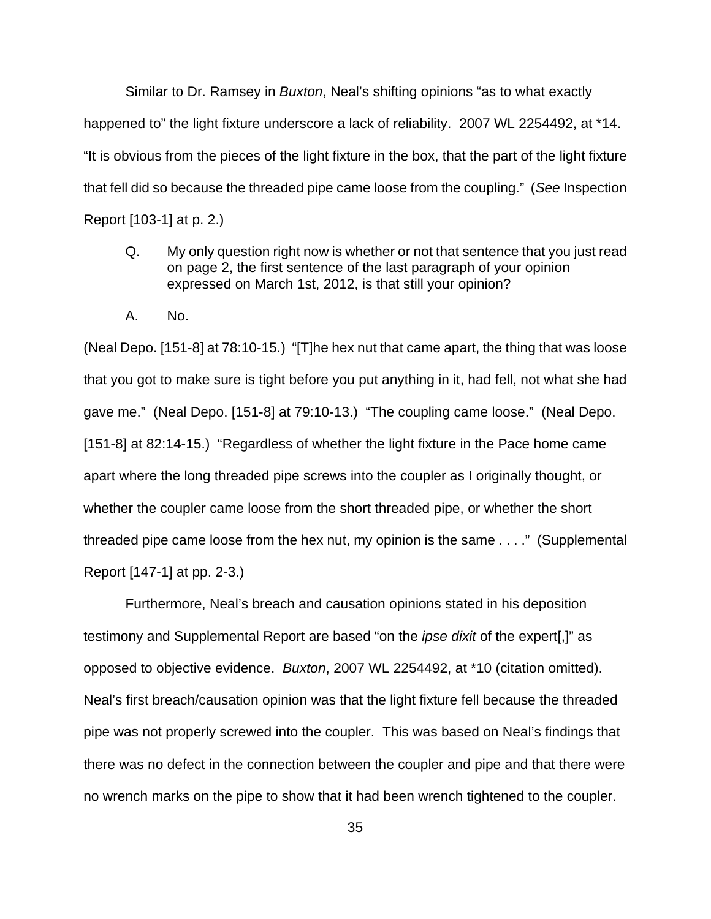Similar to Dr. Ramsey in *Buxton*, Neal's shifting opinions "as to what exactly happened to" the light fixture underscore a lack of reliability. 2007 WL 2254492, at *14. "It is obvious from the pieces of the light fixture in the box, that the part of the light fixture that fell did so because the threaded pipe came loose from the coupling." (*See* Inspection Report [103-1] at p. 2.)

> Q. My only question right now is whether or not that sentence that you just read on page 2, the first sentence of the last paragraph of your opinion expressed on March 1st, 2012, is that still your opinion?
>
> A. No.

(Neal Depo. [151-8] at 78:10-15.) "[T]he hex nut that came apart, the thing that was loose that you got to make sure is tight before you put anything in it, had fell, not what she had gave me." (Neal Depo. [151-8] at 79:10-13.) "The coupling came loose." (Neal Depo. [151-8] at 82:14-15.) "Regardless of whether the light fixture in the Pace home came apart where the long threaded pipe screws into the coupler as I originally thought, or whether the coupler came loose from the short threaded pipe, or whether the short threaded pipe came loose from the hex nut, my opinion is the same . . . ." (Supplemental Report [147-1] at pp. 2-3.)

Furthermore, Neal's breach and causation opinions stated in his deposition testimony and Supplemental Report are based "on the *ipse dixit* of the expert[,]" as opposed to objective evidence. *Buxton*, 2007 WL 2254492, at *10 (citation omitted). Neal's first breach/causation opinion was that the light fixture fell because the threaded pipe was not properly screwed into the coupler. This was based on Neal's findings that there was no defect in the connection between the coupler and pipe and that there were no wrench marks on the pipe to show that it had been wrench tightened to the coupler.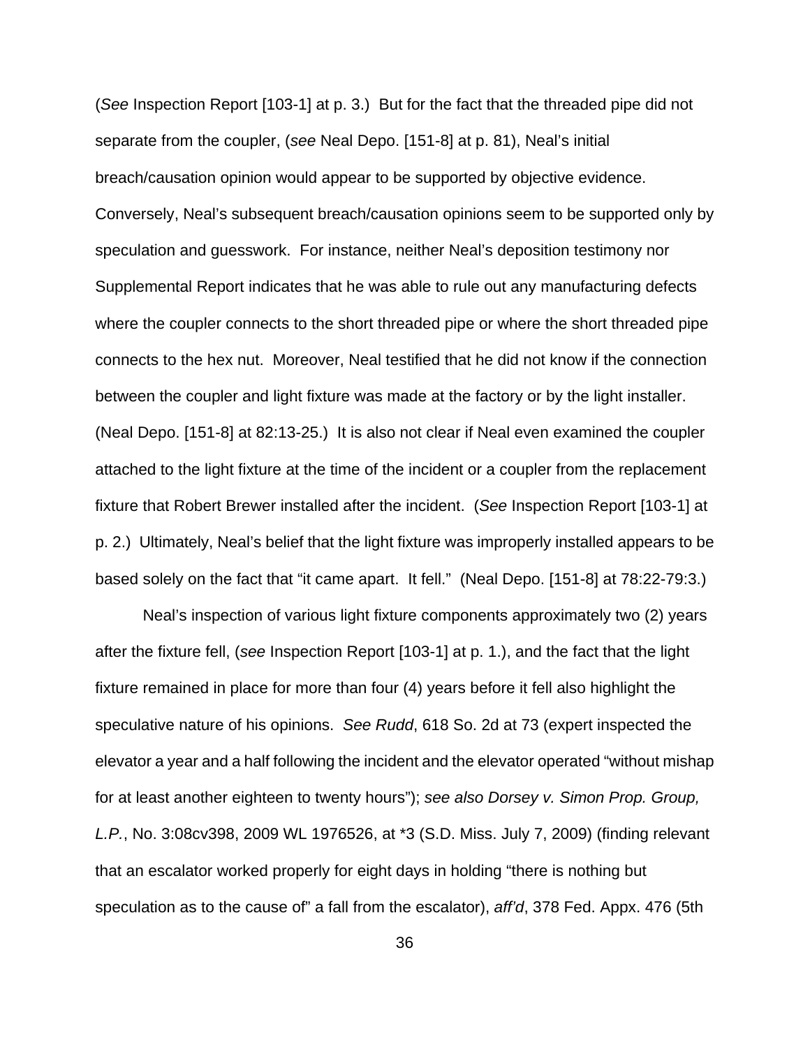(*See* Inspection Report [103-1] at p. 3.) But for the fact that the threaded pipe did not separate from the coupler, (*see* Neal Depo. [151-8] at p. 81), Neal's initial breach/causation opinion would appear to be supported by objective evidence. Conversely, Neal's subsequent breach/causation opinions seem to be supported only by speculation and guesswork. For instance, neither Neal's deposition testimony nor Supplemental Report indicates that he was able to rule out any manufacturing defects where the coupler connects to the short threaded pipe or where the short threaded pipe connects to the hex nut. Moreover, Neal testified that he did not know if the connection between the coupler and light fixture was made at the factory or by the light installer. (Neal Depo. [151-8] at 82:13-25.) It is also not clear if Neal even examined the coupler attached to the light fixture at the time of the incident or a coupler from the replacement fixture that Robert Brewer installed after the incident. (*See* Inspection Report [103-1] at p. 2.) Ultimately, Neal's belief that the light fixture was improperly installed appears to be based solely on the fact that "it came apart. It fell." (Neal Depo. [151-8] at 78:22-79:3.)

Neal's inspection of various light fixture components approximately two (2) years after the fixture fell, (*see* Inspection Report [103-1] at p. 1.), and the fact that the light fixture remained in place for more than four (4) years before it fell also highlight the speculative nature of his opinions. *See Rudd*, 618 So. 2d at 73 (expert inspected the elevator a year and a half following the incident and the elevator operated "without mishap for at least another eighteen to twenty hours"); *see also Dorsey v. Simon Prop. Group, L.P.*, No. 3:08cv398, 2009 WL 1976526, at *3 (S.D. Miss. July 7, 2009) (finding relevant that an escalator worked properly for eight days in holding "there is nothing but speculation as to the cause of" a fall from the escalator), *aff'd*, 378 Fed. Appx. 476 (5th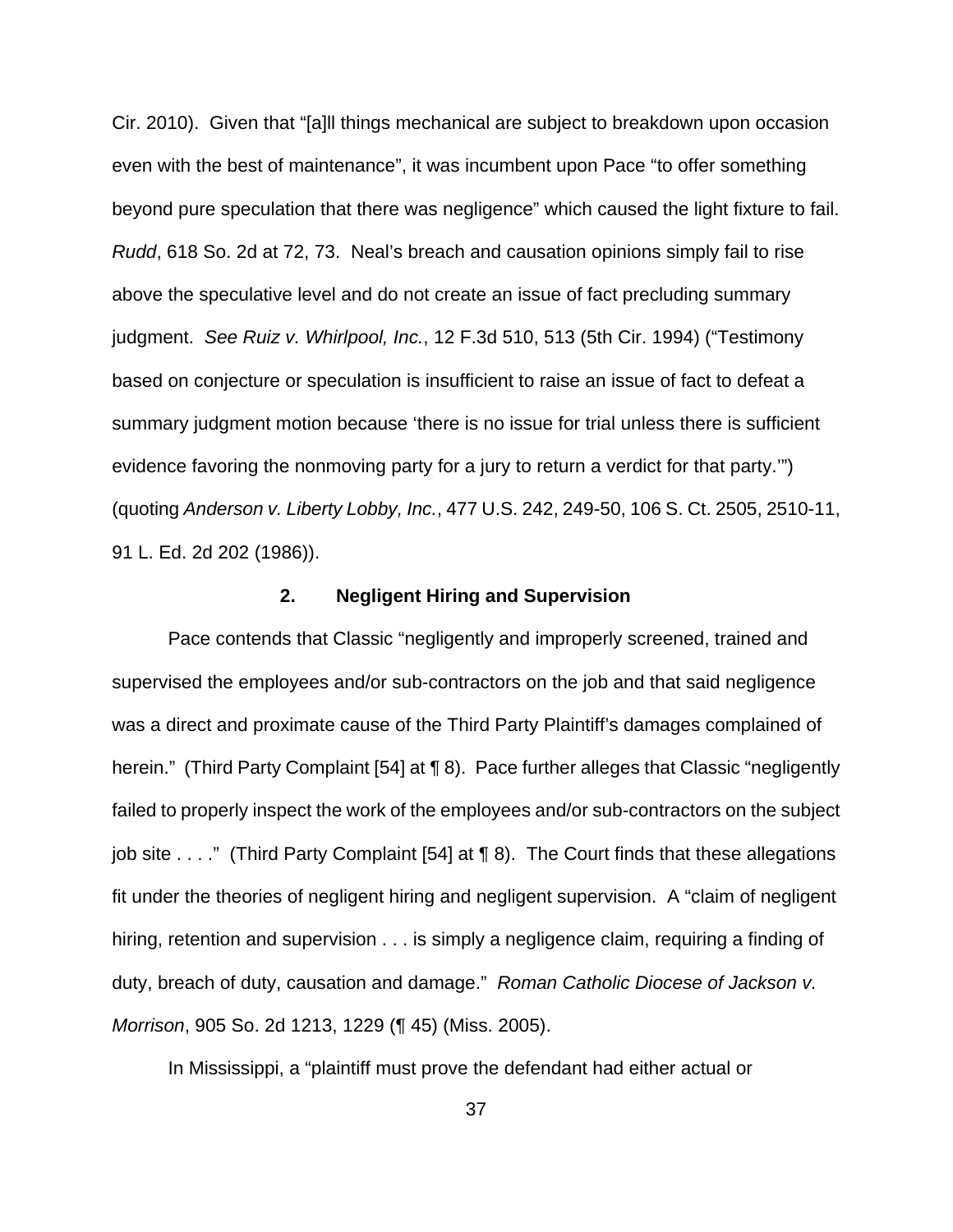Cir. 2010). Given that "[a]ll things mechanical are subject to breakdown upon occasion even with the best of maintenance", it was incumbent upon Pace "to offer something beyond pure speculation that there was negligence" which caused the light fixture to fail. *Rudd*, 618 So. 2d at 72, 73. Neal's breach and causation opinions simply fail to rise above the speculative level and do not create an issue of fact precluding summary judgment. *See Ruiz v. Whirlpool, Inc.*, 12 F.3d 510, 513 (5th Cir. 1994) ("Testimony based on conjecture or speculation is insufficient to raise an issue of fact to defeat a summary judgment motion because 'there is no issue for trial unless there is sufficient evidence favoring the nonmoving party for a jury to return a verdict for that party.'") (quoting *Anderson v. Liberty Lobby, Inc.*, 477 U.S. 242, 249-50, 106 S. Ct. 2505, 2510-11, 91 L. Ed. 2d 202 (1986)).

### 2. Negligent Hiring and Supervision

Pace contends that Classic "negligently and improperly screened, trained and supervised the employees and/or sub-contractors on the job and that said negligence was a direct and proximate cause of the Third Party Plaintiff's damages complained of herein." (Third Party Complaint [54] at ¶ 8). Pace further alleges that Classic "negligently failed to properly inspect the work of the employees and/or sub-contractors on the subject job site . . . ." (Third Party Complaint [54] at ¶ 8). The Court finds that these allegations fit under the theories of negligent hiring and negligent supervision. A "claim of negligent hiring, retention and supervision . . . is simply a negligence claim, requiring a finding of duty, breach of duty, causation and damage." *Roman Catholic Diocese of Jackson v. Morrison*, 905 So. 2d 1213, 1229 (¶ 45) (Miss. 2005).

In Mississippi, a "plaintiff must prove the defendant had either actual or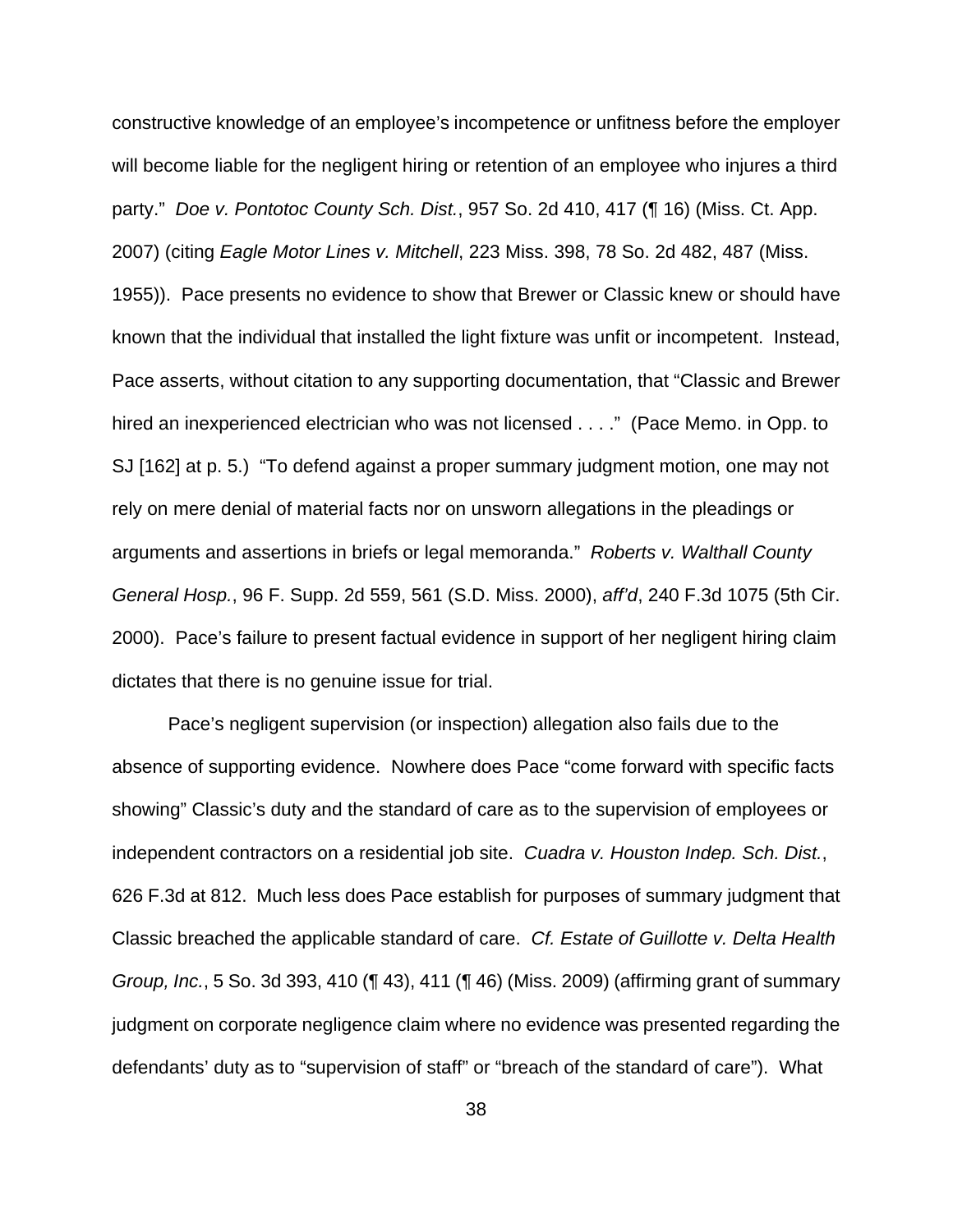constructive knowledge of an employee's incompetence or unfitness before the employer will become liable for the negligent hiring or retention of an employee who injures a third party." *Doe v. Pontotoc County Sch. Dist.*, 957 So. 2d 410, 417 (¶ 16) (Miss. Ct. App. 2007) (citing *Eagle Motor Lines v. Mitchell*, 223 Miss. 398, 78 So. 2d 482, 487 (Miss. 1955)). Pace presents no evidence to show that Brewer or Classic knew or should have known that the individual that installed the light fixture was unfit or incompetent. Instead, Pace asserts, without citation to any supporting documentation, that "Classic and Brewer hired an inexperienced electrician who was not licensed . . . ." (Pace Memo. in Opp. to SJ [162] at p. 5.) "To defend against a proper summary judgment motion, one may not rely on mere denial of material facts nor on unsworn allegations in the pleadings or arguments and assertions in briefs or legal memoranda." *Roberts v. Walthall County General Hosp.*, 96 F. Supp. 2d 559, 561 (S.D. Miss. 2000), *aff'd*, 240 F.3d 1075 (5th Cir. 2000). Pace's failure to present factual evidence in support of her negligent hiring claim dictates that there is no genuine issue for trial.

Pace's negligent supervision (or inspection) allegation also fails due to the absence of supporting evidence. Nowhere does Pace "come forward with specific facts showing" Classic's duty and the standard of care as to the supervision of employees or independent contractors on a residential job site. *Cuadra v. Houston Indep. Sch. Dist.*, 626 F.3d at 812. Much less does Pace establish for purposes of summary judgment that Classic breached the applicable standard of care. *Cf. Estate of Guillotte v. Delta Health Group, Inc.*, 5 So. 3d 393, 410 (¶ 43), 411 (¶ 46) (Miss. 2009) (affirming grant of summary judgment on corporate negligence claim where no evidence was presented regarding the defendants' duty as to "supervision of staff" or "breach of the standard of care"). What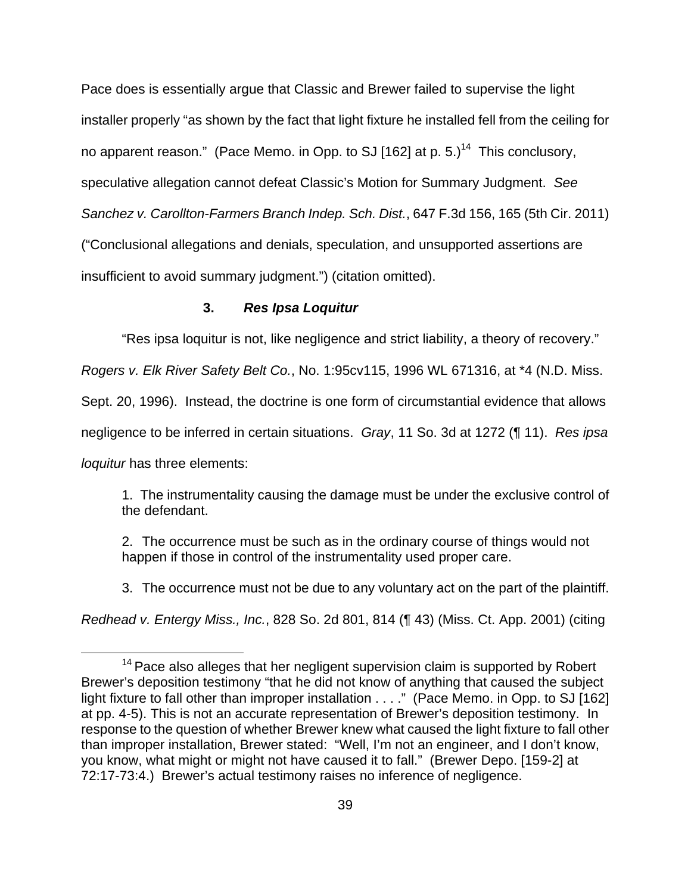Pace does is essentially argue that Classic and Brewer failed to supervise the light installer properly "as shown by the fact that light fixture he installed fell from the ceiling for no apparent reason." (Pace Memo. in Opp. to SJ [162] at p. 5.)[14] This conclusory, speculative allegation cannot defeat Classic's Motion for Summary Judgment. *See Sanchez v. Carollton-Farmers Branch Indep. Sch. Dist.*, 647 F.3d 156, 165 (5th Cir. 2011) ("Conclusional allegations and denials, speculation, and unsupported assertions are insufficient to avoid summary judgment.") (citation omitted).

### 3. ***Res Ipsa Loquitur***

"Res ipsa loquitur is not, like negligence and strict liability, a theory of recovery." *Rogers v. Elk River Safety Belt Co.*, No. 1:95cv115, 1996 WL 671316, at *4 (N.D. Miss. Sept. 20, 1996). Instead, the doctrine is one form of circumstantial evidence that allows negligence to be inferred in certain situations. *Gray*, 11 So. 3d at 1272 (¶ 11). *Res ipsa loquitur* has three elements:

> 1. The instrumentality causing the damage must be under the exclusive control of the defendant.
>
> 2. The occurrence must be such as in the ordinary course of things would not happen if those in control of the instrumentality used proper care.
>
> 3. The occurrence must not be due to any voluntary act on the part of the plaintiff.

*Redhead v. Entergy Miss., Inc.*, 828 So. 2d 801, 814 (¶ 43) (Miss. Ct. App. 2001) (citing

---

[14] Pace also alleges that her negligent supervision claim is supported by Robert Brewer's deposition testimony "that he did not know of anything that caused the subject light fixture to fall other than improper installation . . . ." (Pace Memo. in Opp. to SJ [162] at pp. 4-5). This is not an accurate representation of Brewer's deposition testimony. In response to the question of whether Brewer knew what caused the light fixture to fall other than improper installation, Brewer stated: "Well, I'm not an engineer, and I don't know, you know, what might or might not have caused it to fall." (Brewer Depo. [159-2] at 72:17-73:4.) Brewer's actual testimony raises no inference of negligence.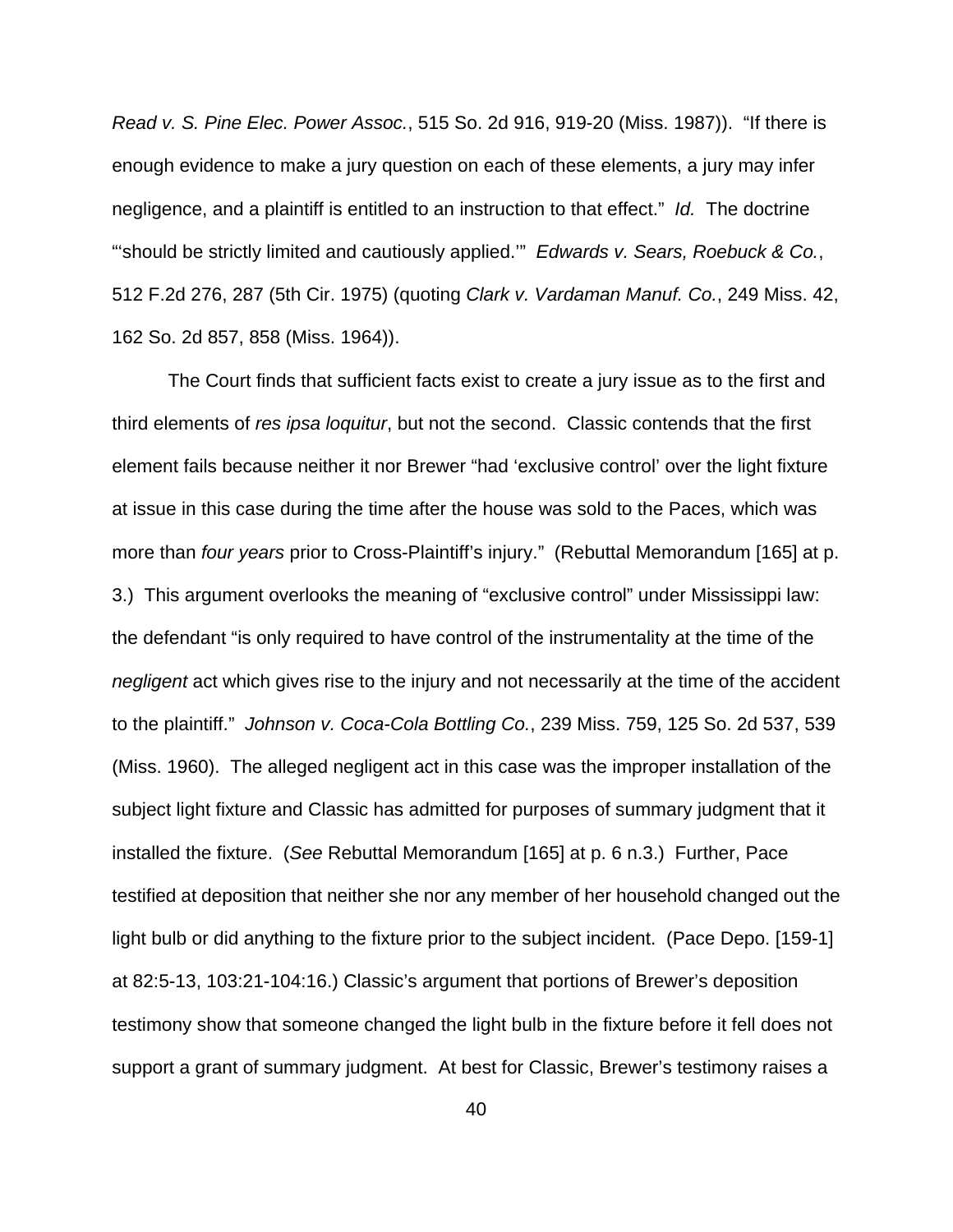*Read v. S. Pine Elec. Power Assoc.*, 515 So. 2d 916, 919-20 (Miss. 1987)). "If there is enough evidence to make a jury question on each of these elements, a jury may infer negligence, and a plaintiff is entitled to an instruction to that effect." *Id.* The doctrine "'should be strictly limited and cautiously applied.'" *Edwards v. Sears, Roebuck & Co.*, 512 F.2d 276, 287 (5th Cir. 1975) (quoting *Clark v. Vardaman Manuf. Co.*, 249 Miss. 42, 162 So. 2d 857, 858 (Miss. 1964)).

The Court finds that sufficient facts exist to create a jury issue as to the first and third elements of *res ipsa loquitur*, but not the second. Classic contends that the first element fails because neither it nor Brewer "had 'exclusive control' over the light fixture at issue in this case during the time after the house was sold to the Paces, which was more than *four years* prior to Cross-Plaintiff's injury." (Rebuttal Memorandum [165] at p. 3.) This argument overlooks the meaning of "exclusive control" under Mississippi law: the defendant "is only required to have control of the instrumentality at the time of the *negligent* act which gives rise to the injury and not necessarily at the time of the accident to the plaintiff." *Johnson v. Coca-Cola Bottling Co.*, 239 Miss. 759, 125 So. 2d 537, 539 (Miss. 1960). The alleged negligent act in this case was the improper installation of the subject light fixture and Classic has admitted for purposes of summary judgment that it installed the fixture. (*See* Rebuttal Memorandum [165] at p. 6 n.3.) Further, Pace testified at deposition that neither she nor any member of her household changed out the light bulb or did anything to the fixture prior to the subject incident. (Pace Depo. [159-1] at 82:5-13, 103:21-104:16.) Classic's argument that portions of Brewer's deposition testimony show that someone changed the light bulb in the fixture before it fell does not support a grant of summary judgment. At best for Classic, Brewer's testimony raises a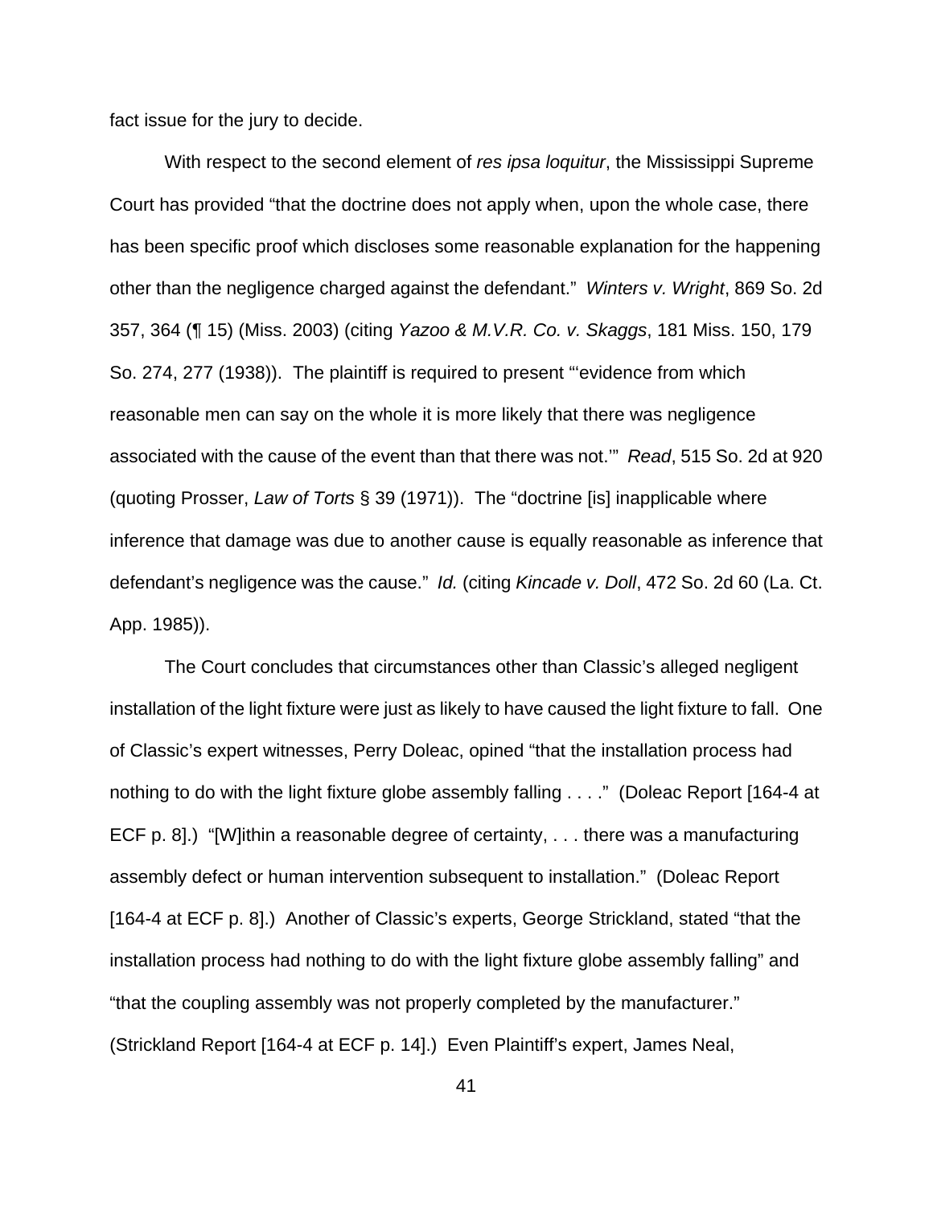fact issue for the jury to decide.

With respect to the second element of *res ipsa loquitur*, the Mississippi Supreme Court has provided "that the doctrine does not apply when, upon the whole case, there has been specific proof which discloses some reasonable explanation for the happening other than the negligence charged against the defendant." *Winters v. Wright*, 869 So. 2d 357, 364 (¶ 15) (Miss. 2003) (citing *Yazoo & M.V.R. Co. v. Skaggs*, 181 Miss. 150, 179 So. 274, 277 (1938)). The plaintiff is required to present "'evidence from which reasonable men can say on the whole it is more likely that there was negligence associated with the cause of the event than that there was not.'" *Read*, 515 So. 2d at 920 (quoting Prosser, *Law of Torts* § 39 (1971)). The "doctrine [is] inapplicable where inference that damage was due to another cause is equally reasonable as inference that defendant's negligence was the cause." *Id.* (citing *Kincade v. Doll*, 472 So. 2d 60 (La. Ct. App. 1985)).

The Court concludes that circumstances other than Classic's alleged negligent installation of the light fixture were just as likely to have caused the light fixture to fall. One of Classic's expert witnesses, Perry Doleac, opined "that the installation process had nothing to do with the light fixture globe assembly falling . . . ." (Doleac Report [164-4 at ECF p. 8].) "[W]ithin a reasonable degree of certainty, . . . there was a manufacturing assembly defect or human intervention subsequent to installation." (Doleac Report [164-4 at ECF p. 8].) Another of Classic's experts, George Strickland, stated "that the installation process had nothing to do with the light fixture globe assembly falling" and "that the coupling assembly was not properly completed by the manufacturer." (Strickland Report [164-4 at ECF p. 14].) Even Plaintiff's expert, James Neal,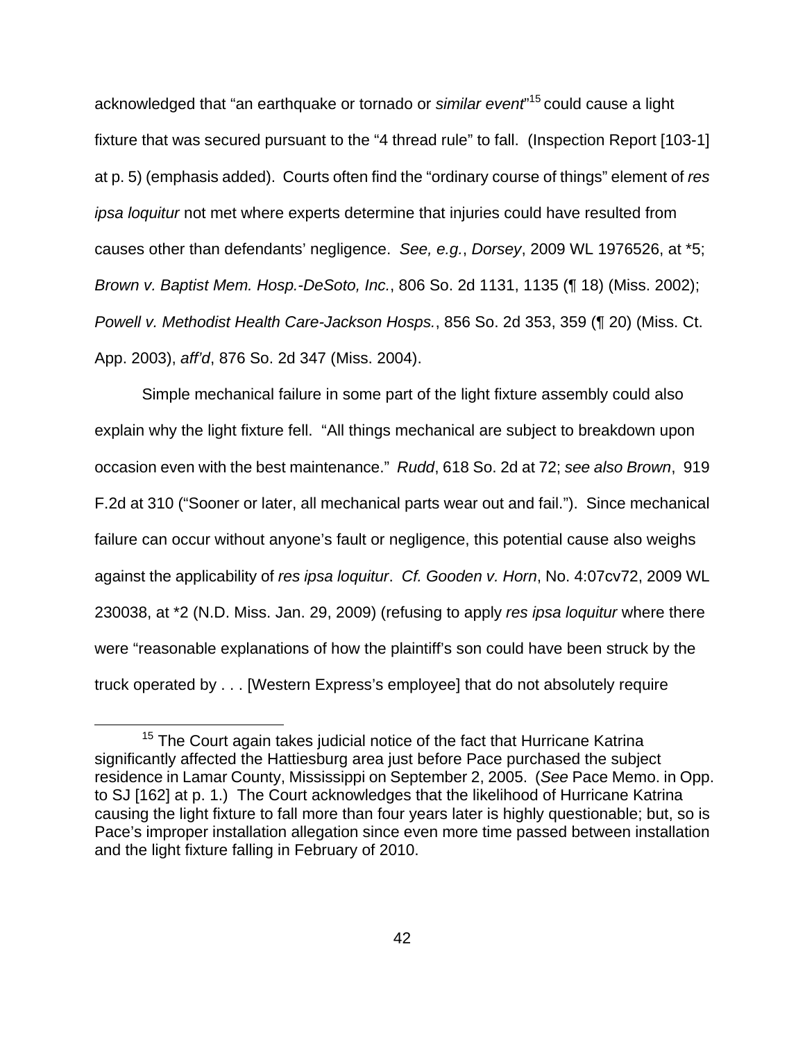acknowledged that "an earthquake or tornado or *similar event*"[15] could cause a light fixture that was secured pursuant to the "4 thread rule" to fall. (Inspection Report [103-1] at p. 5) (emphasis added). Courts often find the "ordinary course of things" element of *res ipsa loquitur* not met where experts determine that injuries could have resulted from causes other than defendants' negligence. *See, e.g.*, *Dorsey*, 2009 WL 1976526, at *5; *Brown v. Baptist Mem. Hosp.-DeSoto, Inc.*, 806 So. 2d 1131, 1135 (¶ 18) (Miss. 2002); *Powell v. Methodist Health Care-Jackson Hosps.*, 856 So. 2d 353, 359 (¶ 20) (Miss. Ct. App. 2003), *aff'd*, 876 So. 2d 347 (Miss. 2004).

Simple mechanical failure in some part of the light fixture assembly could also explain why the light fixture fell. "All things mechanical are subject to breakdown upon occasion even with the best maintenance." *Rudd*, 618 So. 2d at 72; *see also Brown*, 919 F.2d at 310 ("Sooner or later, all mechanical parts wear out and fail."). Since mechanical failure can occur without anyone's fault or negligence, this potential cause also weighs against the applicability of *res ipsa loquitur*. *Cf. Gooden v. Horn*, No. 4:07cv72, 2009 WL 230038, at *2 (N.D. Miss. Jan. 29, 2009) (refusing to apply *res ipsa loquitur* where there were "reasonable explanations of how the plaintiff's son could have been struck by the truck operated by . . . [Western Express's employee] that do not absolutely require

---

[15] The Court again takes judicial notice of the fact that Hurricane Katrina significantly affected the Hattiesburg area just before Pace purchased the subject residence in Lamar County, Mississippi on September 2, 2005. (*See* Pace Memo. in Opp. to SJ [162] at p. 1.) The Court acknowledges that the likelihood of Hurricane Katrina causing the light fixture to fall more than four years later is highly questionable; but, so is Pace's improper installation allegation since even more time passed between installation and the light fixture falling in February of 2010.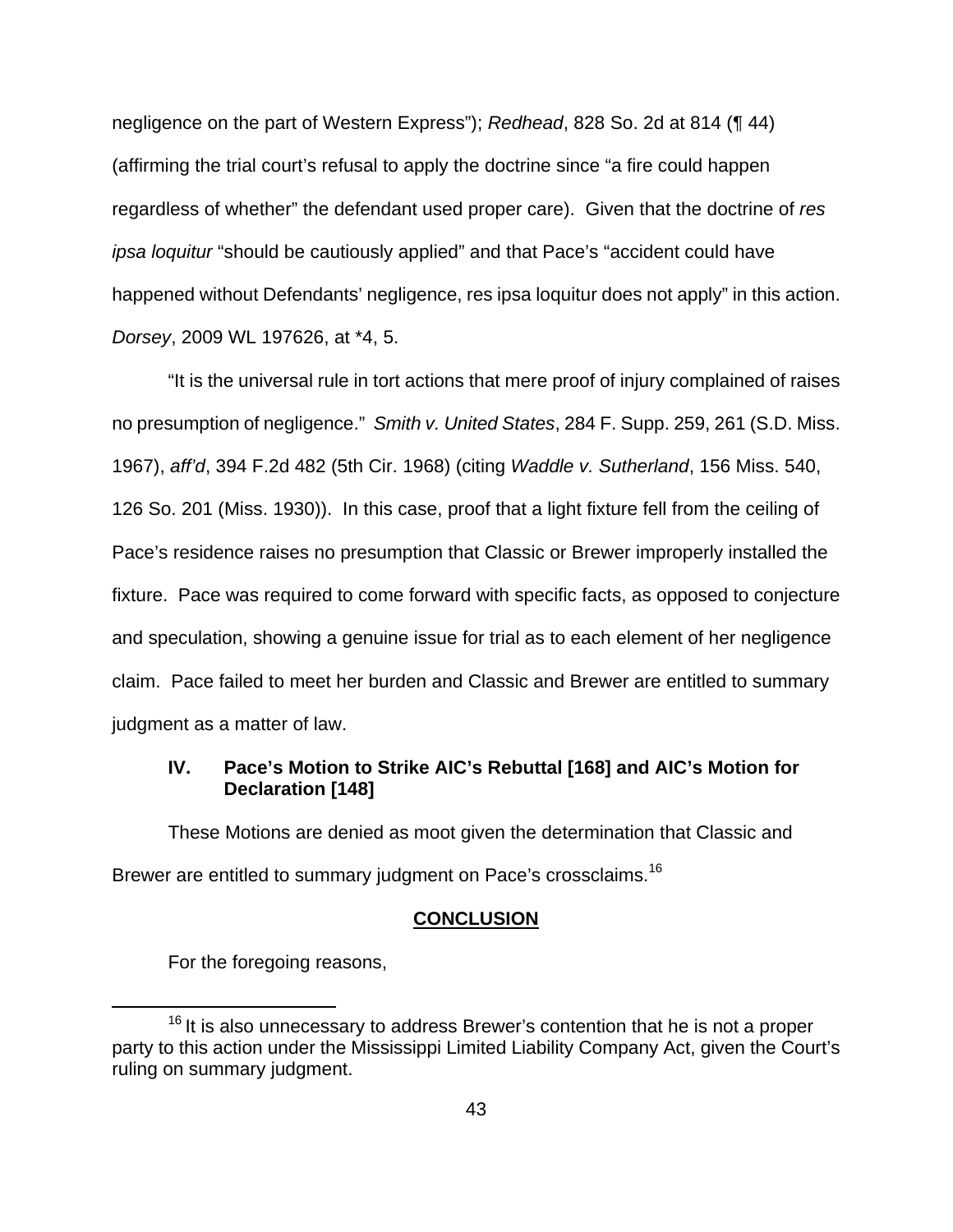negligence on the part of Western Express"); *Redhead*, 828 So. 2d at 814 (¶ 44) (affirming the trial court's refusal to apply the doctrine since "a fire could happen regardless of whether" the defendant used proper care). Given that the doctrine of *res ipsa loquitur* "should be cautiously applied" and that Pace's "accident could have happened without Defendants' negligence, res ipsa loquitur does not apply" in this action. *Dorsey*, 2009 WL 197626, at *4, 5.

"It is the universal rule in tort actions that mere proof of injury complained of raises no presumption of negligence." *Smith v. United States*, 284 F. Supp. 259, 261 (S.D. Miss. 1967), *aff'd*, 394 F.2d 482 (5th Cir. 1968) (citing *Waddle v. Sutherland*, 156 Miss. 540, 126 So. 201 (Miss. 1930)). In this case, proof that a light fixture fell from the ceiling of Pace's residence raises no presumption that Classic or Brewer improperly installed the fixture. Pace was required to come forward with specific facts, as opposed to conjecture and speculation, showing a genuine issue for trial as to each element of her negligence claim. Pace failed to meet her burden and Classic and Brewer are entitled to summary judgment as a matter of law.

### IV. Pace's Motion to Strike AIC's Rebuttal [168] and AIC's Motion for Declaration [148]

These Motions are denied as moot given the determination that Classic and Brewer are entitled to summary judgment on Pace's crossclaims.[16]

## CONCLUSION

For the foregoing reasons,

[16] It is also unnecessary to address Brewer's contention that he is not a proper party to this action under the Mississippi Limited Liability Company Act, given the Court's ruling on summary judgment.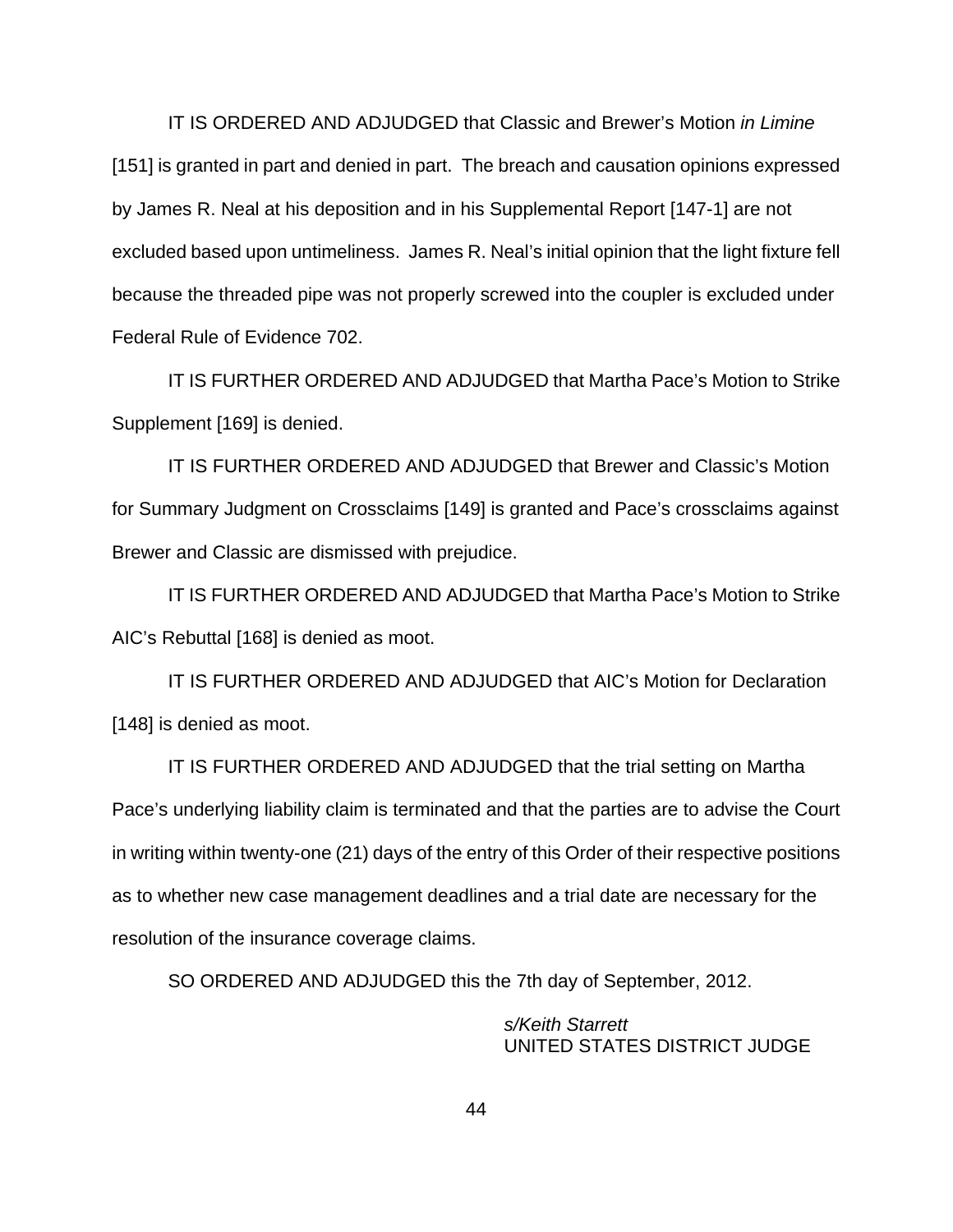IT IS ORDERED AND ADJUDGED that Classic and Brewer's Motion *in Limine* [151] is granted in part and denied in part. The breach and causation opinions expressed by James R. Neal at his deposition and in his Supplemental Report [147-1] are not excluded based upon untimeliness. James R. Neal's initial opinion that the light fixture fell because the threaded pipe was not properly screwed into the coupler is excluded under Federal Rule of Evidence 702.

IT IS FURTHER ORDERED AND ADJUDGED that Martha Pace's Motion to Strike Supplement [169] is denied.

IT IS FURTHER ORDERED AND ADJUDGED that Brewer and Classic's Motion for Summary Judgment on Crossclaims [149] is granted and Pace's crossclaims against Brewer and Classic are dismissed with prejudice.

IT IS FURTHER ORDERED AND ADJUDGED that Martha Pace's Motion to Strike AIC's Rebuttal [168] is denied as moot.

IT IS FURTHER ORDERED AND ADJUDGED that AIC's Motion for Declaration [148] is denied as moot.

IT IS FURTHER ORDERED AND ADJUDGED that the trial setting on Martha Pace's underlying liability claim is terminated and that the parties are to advise the Court in writing within twenty-one (21) days of the entry of this Order of their respective positions as to whether new case management deadlines and a trial date are necessary for the resolution of the insurance coverage claims.

SO ORDERED AND ADJUDGED this the 7th day of September, 2012.

*s/Keith Starrett*
UNITED STATES DISTRICT JUDGE